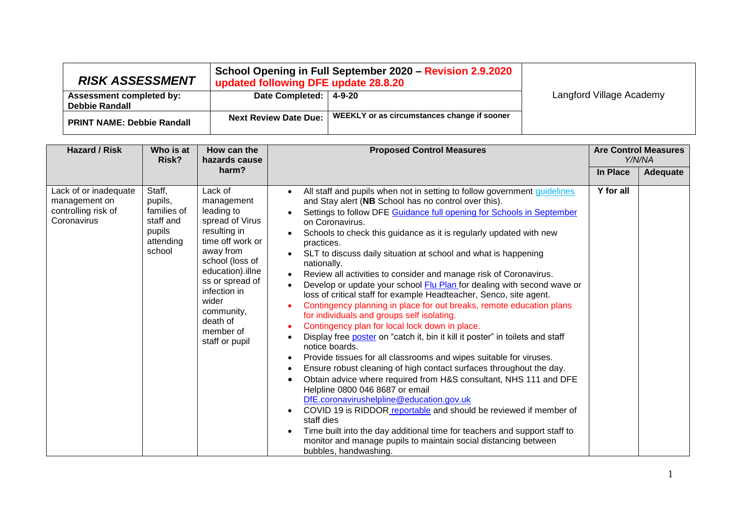| *RISK ASSESSMENT* | School Opening in Full September 2020 – Revision 2.9.2020 updated following DFE update 28.8.20 | | Langford Village Academy |
|---|---|---|---|
| **Assessment completed by: Debbie Randall** | **Date Completed:** | **4-9-20** | |
| **PRINT NAME: Debbie Randall** | **Next Review Date Due:** | **WEEKLY or as circumstances change if sooner** | |

| Hazard / Risk | Who is at Risk? | How can the hazards cause harm? | Proposed Control Measures | Are Control Measures *Y/N/NA* | |
|---|---|---|---|---|---|
| | | | | **In Place** | **Adequate** |
| Lack of or inadequate management on controlling risk of Coronavirus | Staff, pupils, families of staff and pupils attending school | Lack of management leading to spread of Virus resulting in time off work or away from school (loss of education).illness or spread of infection in wider community, death of member of staff or pupil | • All staff and pupils when not in setting to follow government guidelines and Stay alert (**NB** School has no control over this).<br>• Settings to follow DFE Guidance full opening for Schools in September on Coronavirus.<br>• Schools to check this guidance as it is regularly updated with new practices.<br>• SLT to discuss daily situation at school and what is happening nationally.<br>• Review all activities to consider and manage risk of Coronavirus.<br>• Develop or update your school Flu Plan for dealing with second wave or loss of critical staff for example Headteacher, Senco, site agent.<br>• Contingency planning in place for out breaks, remote education plans for individuals and groups self isolating.<br>• Contingency plan for local lock down in place.<br>• Display free poster on "catch it, bin it kill it poster" in toilets and staff notice boards.<br>• Provide tissues for all classrooms and wipes suitable for viruses.<br>• Ensure robust cleaning of high contact surfaces throughout the day.<br>• Obtain advice where required from H&S consultant, NHS 111 and DFE Helpline 0800 046 8687 or email DfE.coronavirushelpline@education.gov.uk<br>• COVID 19 is RIDDOR reportable and should be reviewed if member of staff dies<br>• Time built into the day additional time for teachers and support staff to monitor and manage pupils to maintain social distancing between bubbles, handwashing. | **Y for all** | |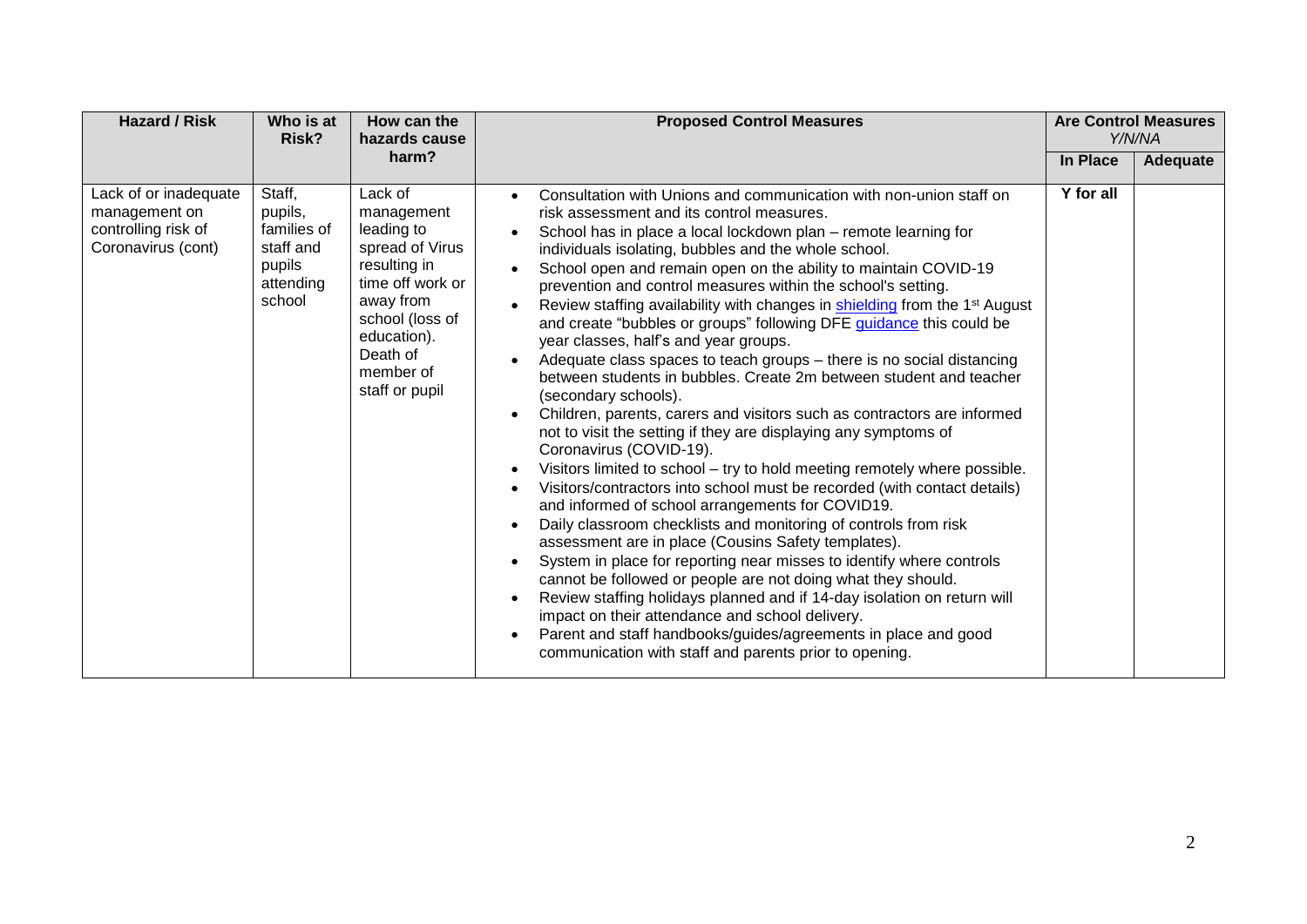| Hazard / Risk | Who is at Risk? | How can the hazards cause harm? | Proposed Control Measures | Are Control Measures *Y/N/NA* | |
|---|---|---|---|---|---|
| | | | | **In Place** | **Adequate** |
| Lack of or inadequate management on controlling risk of Coronavirus (cont) | Staff, pupils, families of staff and pupils attending school | Lack of management leading to spread of Virus resulting in time off work or away from school (loss of education). Death of member of staff or pupil | • Consultation with Unions and communication with non-union staff on risk assessment and its control measures.<br>• School has in place a local lockdown plan – remote learning for individuals isolating, bubbles and the whole school.<br>• School open and remain open on the ability to maintain COVID-19 prevention and control measures within the school's setting.<br>• Review staffing availability with changes in [shielding]() from the 1st August and create "bubbles or groups" following DFE [guidance]() this could be year classes, half's and year groups.<br>• Adequate class spaces to teach groups – there is no social distancing between students in bubbles. Create 2m between student and teacher (secondary schools).<br>• Children, parents, carers and visitors such as contractors are informed not to visit the setting if they are displaying any symptoms of Coronavirus (COVID-19).<br>• Visitors limited to school – try to hold meeting remotely where possible.<br>• Visitors/contractors into school must be recorded (with contact details) and informed of school arrangements for COVID19.<br>• Daily classroom checklists and monitoring of controls from risk assessment are in place (Cousins Safety templates).<br>• System in place for reporting near misses to identify where controls cannot be followed or people are not doing what they should.<br>• Review staffing holidays planned and if 14-day isolation on return will impact on their attendance and school delivery.<br>• Parent and staff handbooks/guides/agreements in place and good communication with staff and parents prior to opening. | **Y for all** | |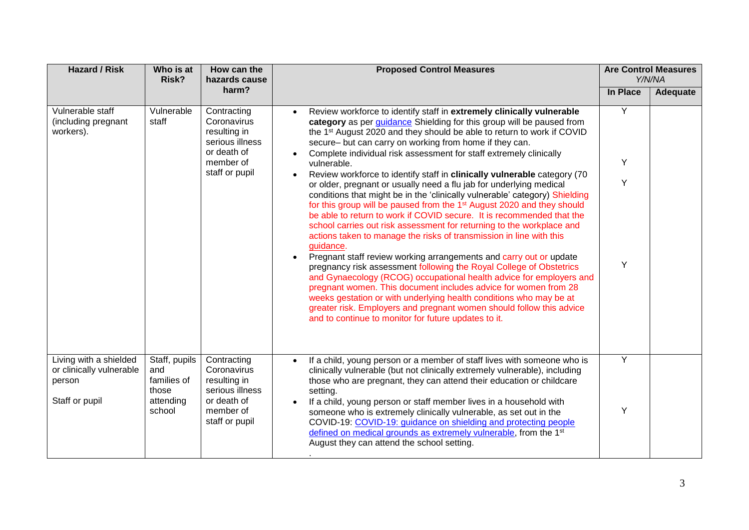| Hazard / Risk | Who is at Risk? | How can the hazards cause harm? | Proposed Control Measures | Are Control Measures *Y/N/NA* | |
|---|---|---|---|---|---|
| | | | | In Place | Adequate |
| Vulnerable staff (including pregnant workers). | Vulnerable staff | Contracting Coronavirus resulting in serious illness or death of member of staff or pupil | • Review workforce to identify staff in **extremely clinically vulnerable category** as per [guidance](guidance) Shielding for this group will be paused from the 1st August 2020 and they should be able to return to work if COVID secure– but can carry on working from home if they can.<br>• Complete individual risk assessment for staff extremely clinically vulnerable.<br>• Review workforce to identify staff in **clinically vulnerable** category (70 or older, pregnant or usually need a flu jab for underlying medical conditions that might be in the 'clinically vulnerable' category) Shielding for this group will be paused from the 1st August 2020 and they should be able to return to work if COVID secure. It is recommended that the school carries out risk assessment for returning to the workplace and actions taken to manage the risks of transmission in line with this guidance.<br>• Pregnant staff review working arrangements and carry out or update pregnancy risk assessment following the Royal College of Obstetrics and Gynaecology (RCOG) occupational health advice for employers and pregnant women. This document includes advice for women from 28 weeks gestation or with underlying health conditions who may be at greater risk. Employers and pregnant women should follow this advice and to continue to monitor for future updates to it. | Y<br><br>Y<br><br>Y<br><br>Y | |
| Living with a shielded or clinically vulnerable person<br><br>Staff or pupil | Staff, pupils and families of those attending school | Contracting Coronavirus resulting in serious illness or death of member of staff or pupil | • If a child, young person or a member of staff lives with someone who is clinically vulnerable (but not clinically extremely vulnerable), including those who are pregnant, they can attend their education or childcare setting.<br>• If a child, young person or staff member lives in a household with someone who is extremely clinically vulnerable, as set out in the COVID-19: [COVID-19: guidance on shielding and protecting people defined on medical grounds as extremely vulnerable](COVID-19: guidance on shielding and protecting people defined on medical grounds as extremely vulnerable), from the 1st August they can attend the school setting.<br>. | Y<br><br>Y | |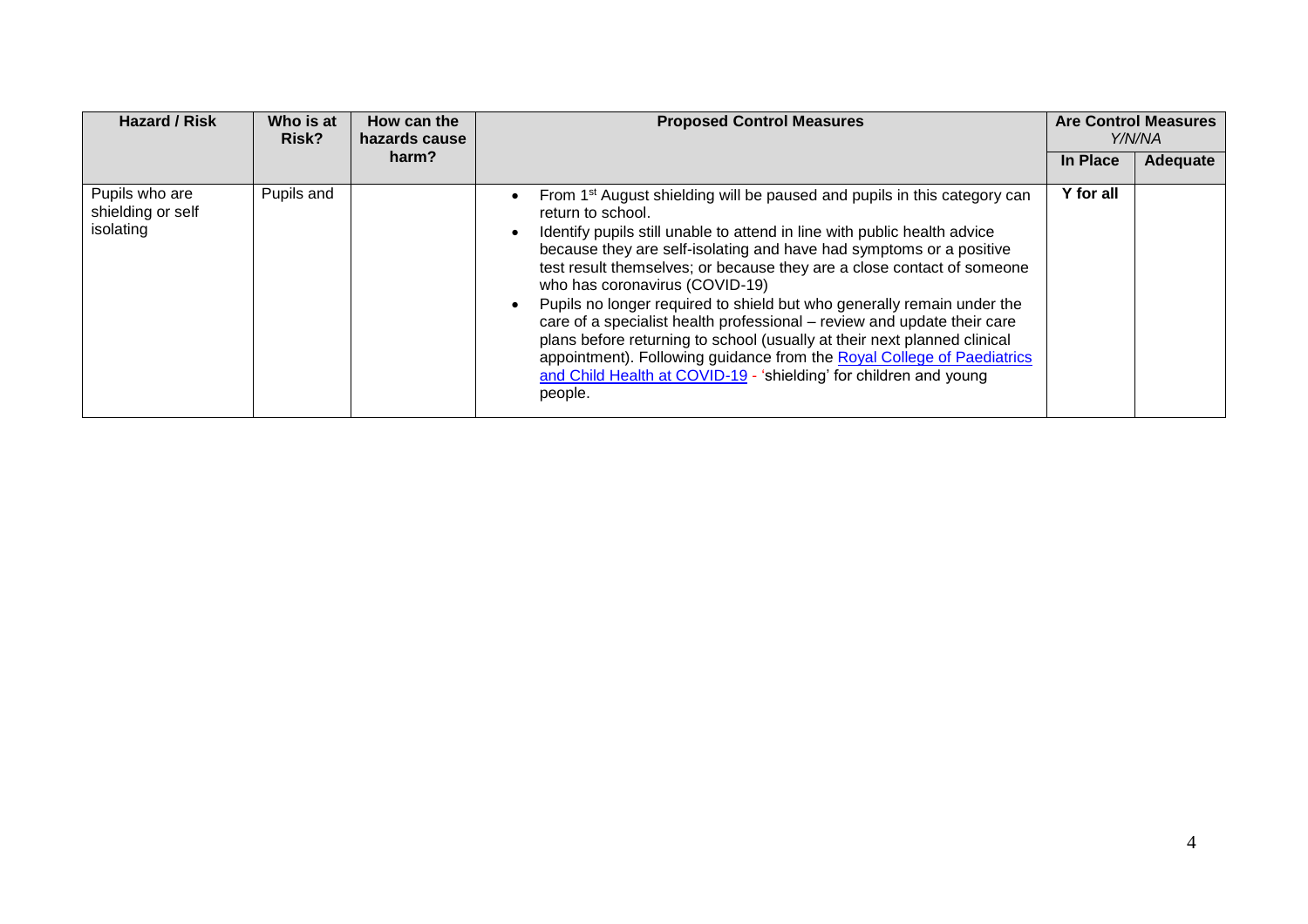| Hazard / Risk | Who is at Risk? | How can the hazards cause harm? | Proposed Control Measures | Are Control Measures *Y/N/NA* | |
|---|---|---|---|---|---|
| | | | | **In Place** | **Adequate** |
| Pupils who are shielding or self isolating | Pupils and | | • From 1st August shielding will be paused and pupils in this category can return to school.<br>• Identify pupils still unable to attend in line with public health advice because they are self-isolating and have had symptoms or a positive test result themselves; or because they are a close contact of someone who has coronavirus (COVID-19)<br>• Pupils no longer required to shield but who generally remain under the care of a specialist health professional – review and update their care plans before returning to school (usually at their next planned clinical appointment). Following guidance from the Royal College of Paediatrics and Child Health at COVID-19 - 'shielding' for children and young people. | **Y for all** | |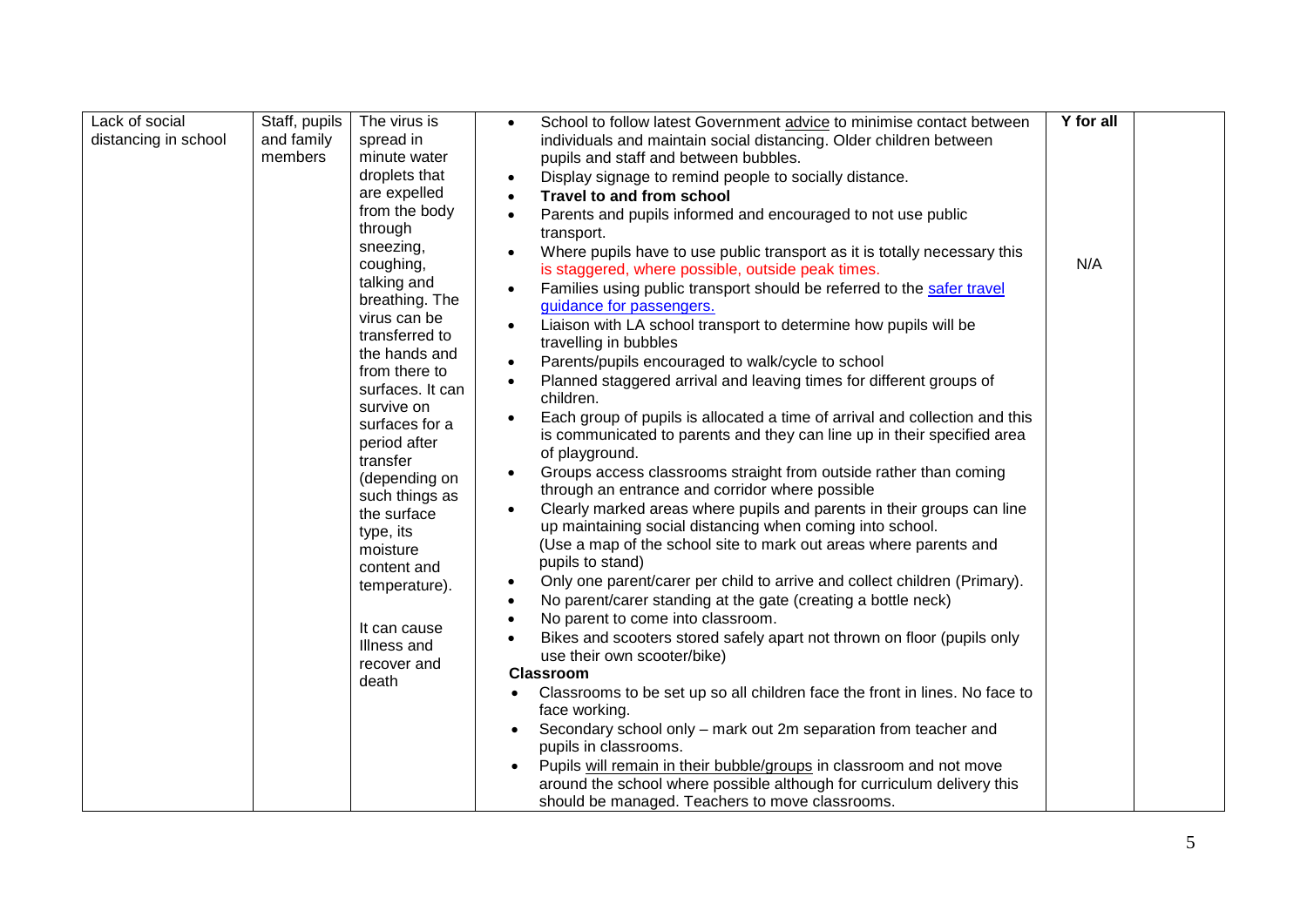| Lack of social distancing in school | Staff, pupils and family members | The virus is spread in minute water droplets that are expelled from the body through sneezing, coughing, talking and breathing. The virus can be transferred to the hands and from there to surfaces. It can survive on surfaces for a period after transfer (depending on such things as the surface type, its moisture content and temperature).<br><br>It can cause Illness and recover and death | <ul><li>School to follow latest Government advice to minimise contact between individuals and maintain social distancing. Older children between pupils and staff and between bubbles.</li><li>Display signage to remind people to socially distance.</li><li>**Travel to and from school**</li><li>Parents and pupils informed and encouraged to not use public transport.</li><li>Where pupils have to use public transport as it is totally necessary this is staggered, where possible, outside peak times.</li><li>Families using public transport should be referred to the safer travel guidance for passengers.</li><li>Liaison with LA school transport to determine how pupils will be travelling in bubbles</li><li>Parents/pupils encouraged to walk/cycle to school</li><li>Planned staggered arrival and leaving times for different groups of children.</li><li>Each group of pupils is allocated a time of arrival and collection and this is communicated to parents and they can line up in their specified area of playground.</li><li>Groups access classrooms straight from outside rather than coming through an entrance and corridor where possible</li><li>Clearly marked areas where pupils and parents in their groups can line up maintaining social distancing when coming into school.<br>(Use a map of the school site to mark out areas where parents and pupils to stand)</li><li>Only one parent/carer per child to arrive and collect children (Primary).</li><li>No parent/carer standing at the gate (creating a bottle neck)</li><li>No parent to come into classroom.</li><li>Bikes and scooters stored safely apart not thrown on floor (pupils only use their own scooter/bike)</li></ul>**Classroom**<ul><li>Classrooms to be set up so all children face the front in lines. No face to face working.</li><li>Secondary school only – mark out 2m separation from teacher and pupils in classrooms.</li><li>Pupils will remain in their bubble/groups in classroom and not move around the school where possible although for curriculum delivery this should be managed. Teachers to move classrooms.</li></ul> | **Y for all**<br><br><br><br><br><br>N/A | |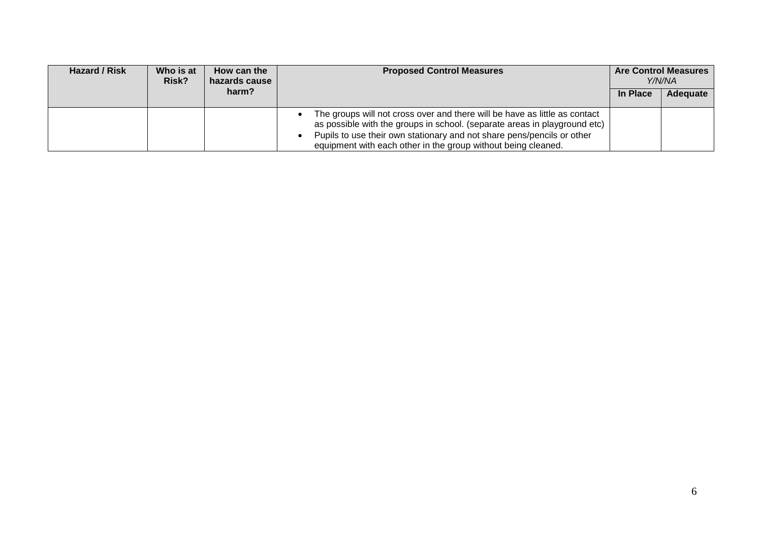| Hazard / Risk | Who is at Risk? | How can the hazards cause harm? | Proposed Control Measures | Are Control Measures *Y/N/NA* | |
|---|---|---|---|---|---|
| | | | | In Place | Adequate |
| | | | • The groups will not cross over and there will be have as little as contact as possible with the groups in school. (separate areas in playground etc)<br>• Pupils to use their own stationary and not share pens/pencils or other equipment with each other in the group without being cleaned. | | |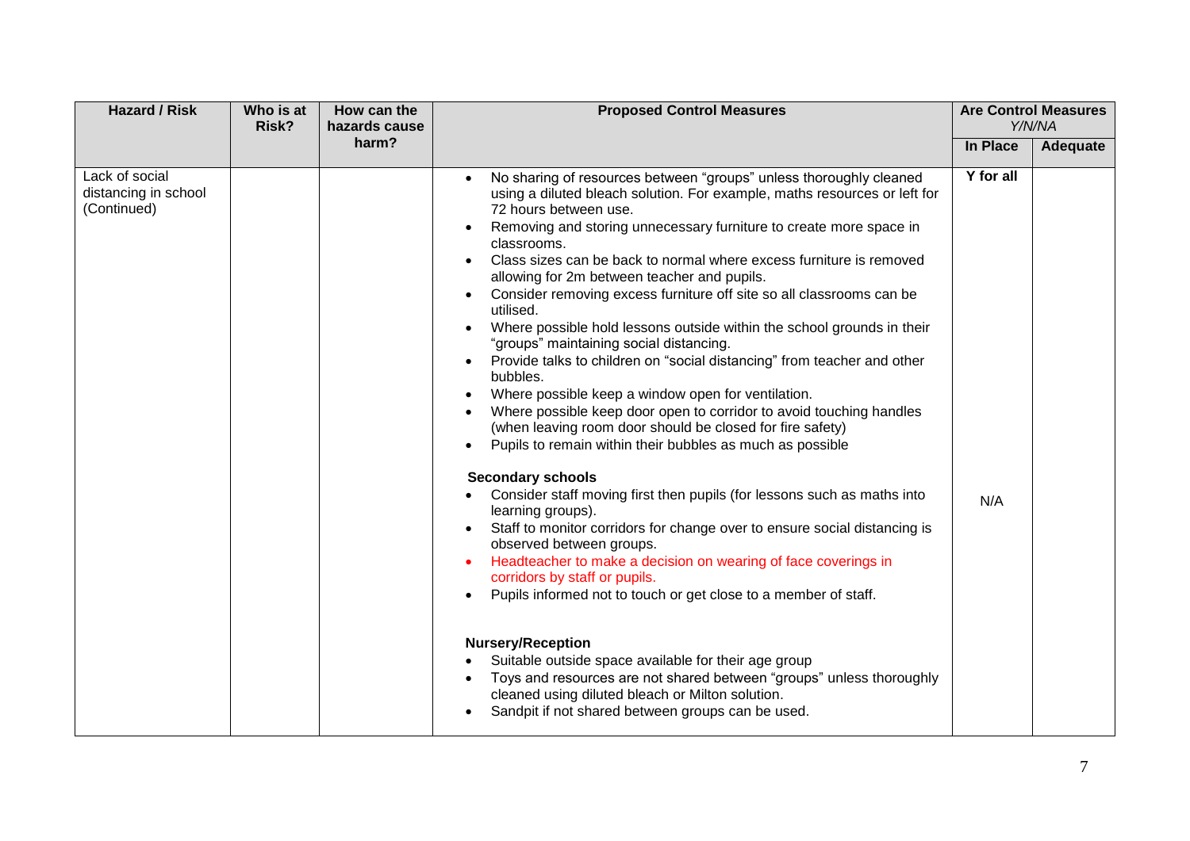| Hazard / Risk | Who is at Risk? | How can the hazards cause harm? | Proposed Control Measures | Are Control Measures *Y/N/NA* | |
|---|---|---|---|---|---|
| | | | | In Place | Adequate |
| Lack of social distancing in school (Continued) | | | • No sharing of resources between "groups" unless thoroughly cleaned using a diluted bleach solution. For example, maths resources or left for 72 hours between use.<br>• Removing and storing unnecessary furniture to create more space in classrooms.<br>• Class sizes can be back to normal where excess furniture is removed allowing for 2m between teacher and pupils.<br>• Consider removing excess furniture off site so all classrooms can be utilised.<br>• Where possible hold lessons outside within the school grounds in their "groups" maintaining social distancing.<br>• Provide talks to children on "social distancing" from teacher and other bubbles.<br>• Where possible keep a window open for ventilation.<br>• Where possible keep door open to corridor to avoid touching handles (when leaving room door should be closed for fire safety)<br>• Pupils to remain within their bubbles as much as possible | **Y for all** | |
| | | | **Secondary schools**<br>• Consider staff moving first then pupils (for lessons such as maths into learning groups).<br>• Staff to monitor corridors for change over to ensure social distancing is observed between groups.<br>• Headteacher to make a decision on wearing of face coverings in corridors by staff or pupils.<br>• Pupils informed not to touch or get close to a member of staff. | N/A | |
| | | | **Nursery/Reception**<br>• Suitable outside space available for their age group<br>• Toys and resources are not shared between "groups" unless thoroughly cleaned using diluted bleach or Milton solution.<br>• Sandpit if not shared between groups can be used. | | |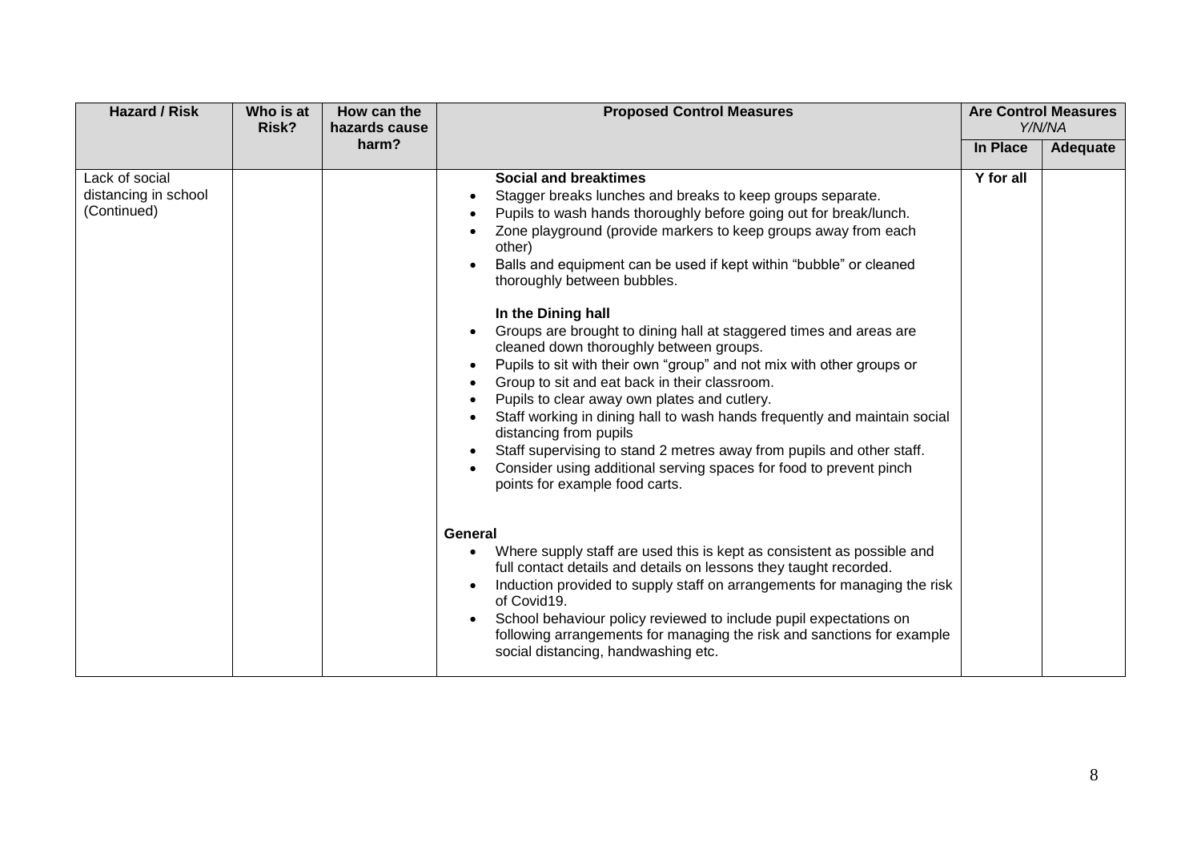| Hazard / Risk | Who is at Risk? | How can the hazards cause harm? | Proposed Control Measures | Are Control Measures *Y/N/NA* | |
|---|---|---|---|---|---|
| | | | | **In Place** | **Adequate** |
| Lack of social distancing in school (Continued) | | | **Social and breaktimes**<br>• Stagger breaks lunches and breaks to keep groups separate.<br>• Pupils to wash hands thoroughly before going out for break/lunch.<br>• Zone playground (provide markers to keep groups away from each other)<br>• Balls and equipment can be used if kept within "bubble" or cleaned thoroughly between bubbles.<br><br>**In the Dining hall**<br>• Groups are brought to dining hall at staggered times and areas are cleaned down thoroughly between groups.<br>• Pupils to sit with their own "group" and not mix with other groups or<br>• Group to sit and eat back in their classroom.<br>• Pupils to clear away own plates and cutlery.<br>• Staff working in dining hall to wash hands frequently and maintain social distancing from pupils<br>• Staff supervising to stand 2 metres away from pupils and other staff.<br>• Consider using additional serving spaces for food to prevent pinch points for example food carts.<br><br>**General**<br>• Where supply staff are used this is kept as consistent as possible and full contact details and details on lessons they taught recorded.<br>• Induction provided to supply staff on arrangements for managing the risk of Covid19.<br>• School behaviour policy reviewed to include pupil expectations on following arrangements for managing the risk and sanctions for example social distancing, handwashing etc. | **Y for all** | |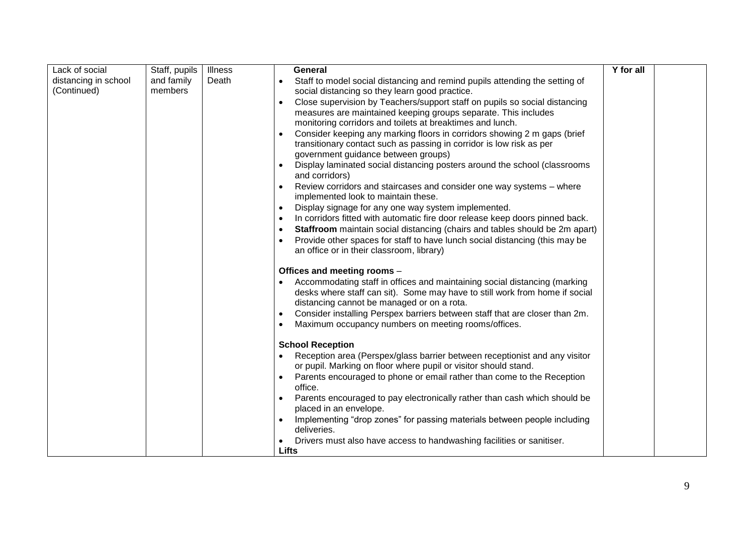| Lack of social distancing in school (Continued) | Staff, pupils and family members | Illness Death | **General**<br>• Staff to model social distancing and remind pupils attending the setting of social distancing so they learn good practice.<br>• Close supervision by Teachers/support staff on pupils so social distancing measures are maintained keeping groups separate. This includes monitoring corridors and toilets at breaktimes and lunch.<br>• Consider keeping any marking floors in corridors showing 2 m gaps (brief transitionary contact such as passing in corridor is low risk as per government guidance between groups)<br>• Display laminated social distancing posters around the school (classrooms and corridors)<br>• Review corridors and staircases and consider one way systems – where implemented look to maintain these.<br>• Display signage for any one way system implemented.<br>• In corridors fitted with automatic fire door release keep doors pinned back.<br>• **Staffroom** maintain social distancing (chairs and tables should be 2m apart)<br>• Provide other spaces for staff to have lunch social distancing (this may be an office or in their classroom, library)<br><br>**Offices and meeting rooms** –<br>• Accommodating staff in offices and maintaining social distancing (marking desks where staff can sit). Some may have to still work from home if social distancing cannot be managed or on a rota.<br>• Consider installing Perspex barriers between staff that are closer than 2m.<br>• Maximum occupancy numbers on meeting rooms/offices.<br><br>**School Reception**<br>• Reception area (Perspex/glass barrier between receptionist and any visitor or pupil. Marking on floor where pupil or visitor should stand.<br>• Parents encouraged to phone or email rather than come to the Reception office.<br>• Parents encouraged to pay electronically rather than cash which should be placed in an envelope.<br>• Implementing "drop zones" for passing materials between people including deliveries.<br>• Drivers must also have access to handwashing facilities or sanitiser.<br>**Lifts** | Y for all | |
|---|---|---|---|---|---|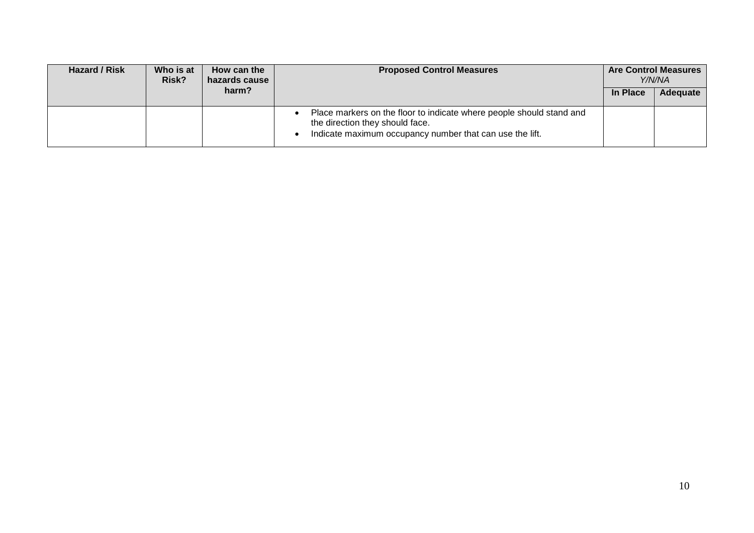| Hazard / Risk | Who is at Risk? | How can the hazards cause harm? | Proposed Control Measures | Are Control Measures *Y/N/NA* | |
|---|---|---|---|---|---|
| | | | | In Place | Adequate |
| | | | • Place markers on the floor to indicate where people should stand and the direction they should face.<br>• Indicate maximum occupancy number that can use the lift. | | |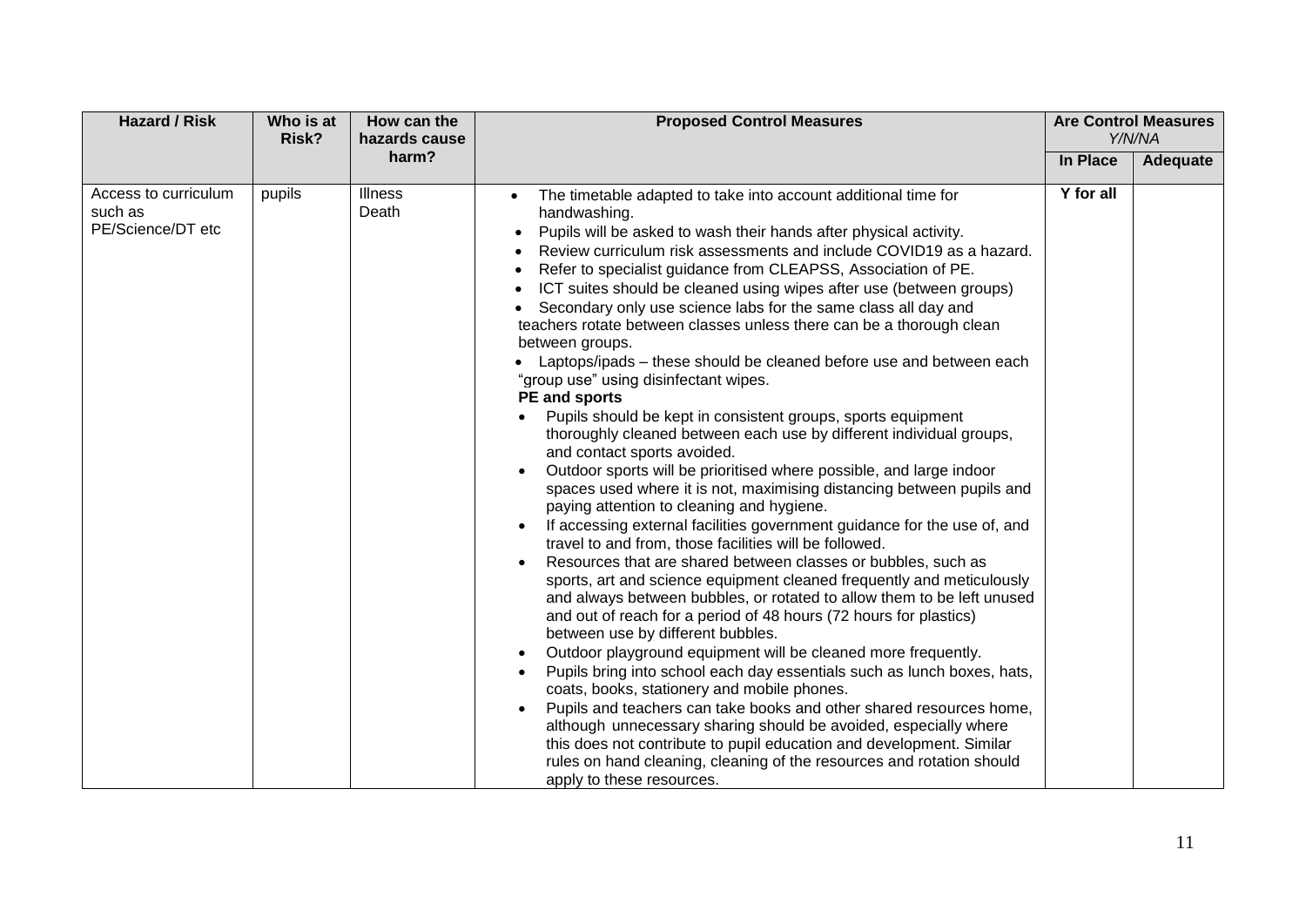| Hazard / Risk | Who is at Risk? | How can the hazards cause harm? | Proposed Control Measures | Are Control Measures *Y/N/NA* | |
|---|---|---|---|---|---|
| | | | | **In Place** | **Adequate** |
| Access to curriculum such as PE/Science/DT etc | pupils | Illness<br>Death | • The timetable adapted to take into account additional time for handwashing.<br>• Pupils will be asked to wash their hands after physical activity.<br>• Review curriculum risk assessments and include COVID19 as a hazard.<br>• Refer to specialist guidance from CLEAPSS, Association of PE.<br>• ICT suites should be cleaned using wipes after use (between groups)<br>• Secondary only use science labs for the same class all day and teachers rotate between classes unless there can be a thorough clean between groups.<br>• Laptops/ipads – these should be cleaned before use and between each "group use" using disinfectant wipes.<br>**PE and sports**<br>• Pupils should be kept in consistent groups, sports equipment thoroughly cleaned between each use by different individual groups, and contact sports avoided.<br>• Outdoor sports will be prioritised where possible, and large indoor spaces used where it is not, maximising distancing between pupils and paying attention to cleaning and hygiene.<br>• If accessing external facilities government guidance for the use of, and travel to and from, those facilities will be followed.<br>• Resources that are shared between classes or bubbles, such as sports, art and science equipment cleaned frequently and meticulously and always between bubbles, or rotated to allow them to be left unused and out of reach for a period of 48 hours (72 hours for plastics) between use by different bubbles.<br>• Outdoor playground equipment will be cleaned more frequently.<br>• Pupils bring into school each day essentials such as lunch boxes, hats, coats, books, stationery and mobile phones.<br>• Pupils and teachers can take books and other shared resources home, although unnecessary sharing should be avoided, especially where this does not contribute to pupil education and development. Similar rules on hand cleaning, cleaning of the resources and rotation should apply to these resources. | **Y for all** | |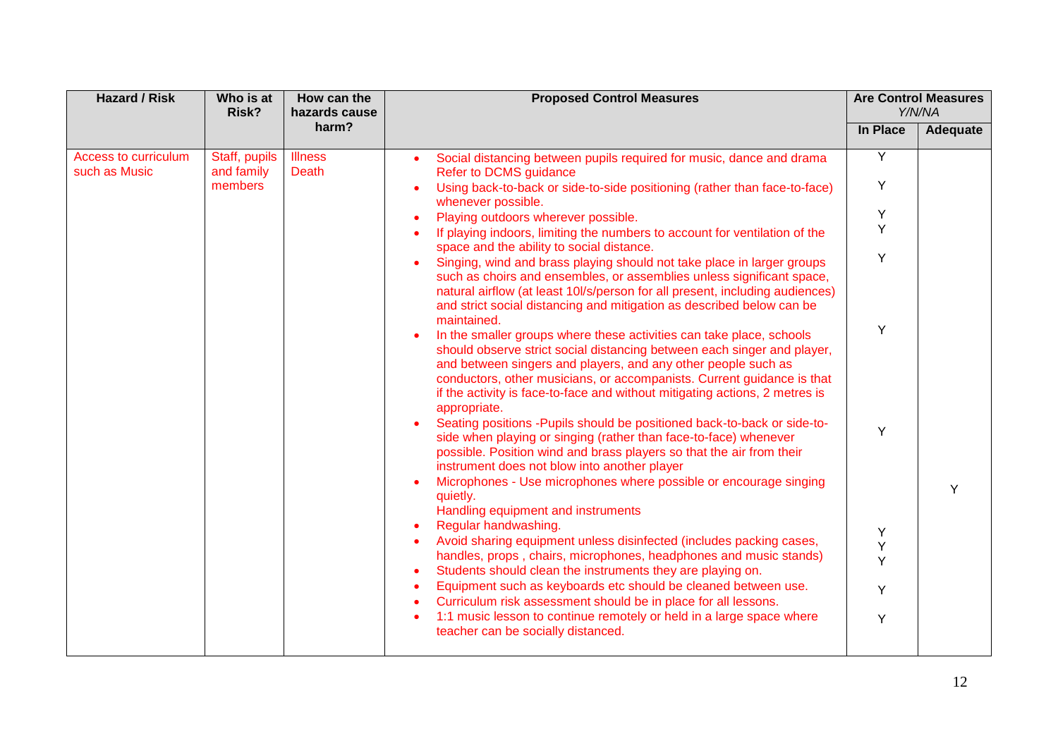| Hazard / Risk | Who is at Risk? | How can the hazards cause harm? | Proposed Control Measures | Are Control Measures *Y/N/NA* | |
|---|---|---|---|---|---|
| | | | | **In Place** | **Adequate** |
| Access to curriculum such as Music | Staff, pupils and family members | Illness<br>Death | • Social distancing between pupils required for music, dance and drama Refer to DCMS guidance<br>• Using back-to-back or side-to-side positioning (rather than face-to-face) whenever possible.<br>• Playing outdoors wherever possible.<br>• If playing indoors, limiting the numbers to account for ventilation of the space and the ability to social distance.<br>• Singing, wind and brass playing should not take place in larger groups such as choirs and ensembles, or assemblies unless significant space, natural airflow (at least 10l/s/person for all present, including audiences) and strict social distancing and mitigation as described below can be maintained.<br>• In the smaller groups where these activities can take place, schools should observe strict social distancing between each singer and player, and between singers and players, and any other people such as conductors, other musicians, or accompanists. Current guidance is that if the activity is face-to-face and without mitigating actions, 2 metres is appropriate.<br>• Seating positions -Pupils should be positioned back-to-back or side-to-side when playing or singing (rather than face-to-face) whenever possible. Position wind and brass players so that the air from their instrument does not blow into another player<br>• Microphones - Use microphones where possible or encourage singing quietly.<br>Handling equipment and instruments<br>• Regular handwashing.<br>• Avoid sharing equipment unless disinfected (includes packing cases, handles, props , chairs, microphones, headphones and music stands)<br>• Students should clean the instruments they are playing on.<br>• Equipment such as keyboards etc should be cleaned between use.<br>• Curriculum risk assessment should be in place for all lessons.<br>• 1:1 music lesson to continue remotely or held in a large space where teacher can be socially distanced. | Y<br>Y<br>Y<br>Y<br>Y<br>Y<br>Y<br><br>Y<br>Y<br>Y<br>Y<br>Y | Y |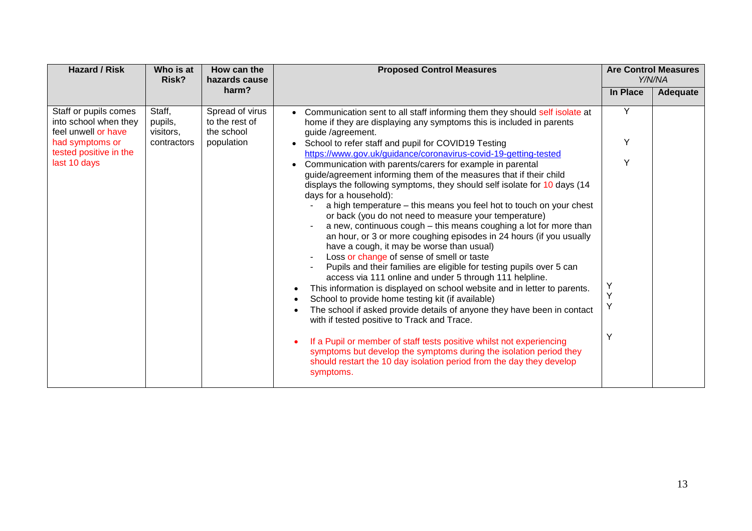| Hazard / Risk | Who is at Risk? | How can the hazards cause harm? | Proposed Control Measures | Are Control Measures *Y/N/NA* | |
|---|---|---|---|---|---|
| | | | | **In Place** | **Adequate** |
| Staff or pupils comes into school when they feel unwell or have had symptoms or tested positive in the last 10 days | Staff, pupils, visitors, contractors | Spread of virus to the rest of the school population | • Communication sent to all staff informing them they should self isolate at home if they are displaying any symptoms this is included in parents guide /agreement.<br>• School to refer staff and pupil for COVID19 Testing https://www.gov.uk/guidance/coronavirus-covid-19-getting-tested<br>• Communication with parents/carers for example in parental guide/agreement informing them of the measures that if their child displays the following symptoms, they should self isolate for 10 days (14 days for a household):<br>- a high temperature – this means you feel hot to touch on your chest or back (you do not need to measure your temperature)<br>- a new, continuous cough – this means coughing a lot for more than an hour, or 3 or more coughing episodes in 24 hours (if you usually have a cough, it may be worse than usual)<br>- Loss or change of sense of smell or taste<br>- Pupils and their families are eligible for testing pupils over 5 can access via 111 online and under 5 through 111 helpline.<br>• This information is displayed on school website and in letter to parents.<br>• School to provide home testing kit (if available)<br>• The school if asked provide details of anyone they have been in contact with if tested positive to Track and Trace.<br>• If a Pupil or member of staff tests positive whilst not experiencing symptoms but develop the symptoms during the isolation period they should restart the 10 day isolation period from the day they develop symptoms. | Y<br>Y<br>Y<br>Y<br>Y<br>Y<br>Y | |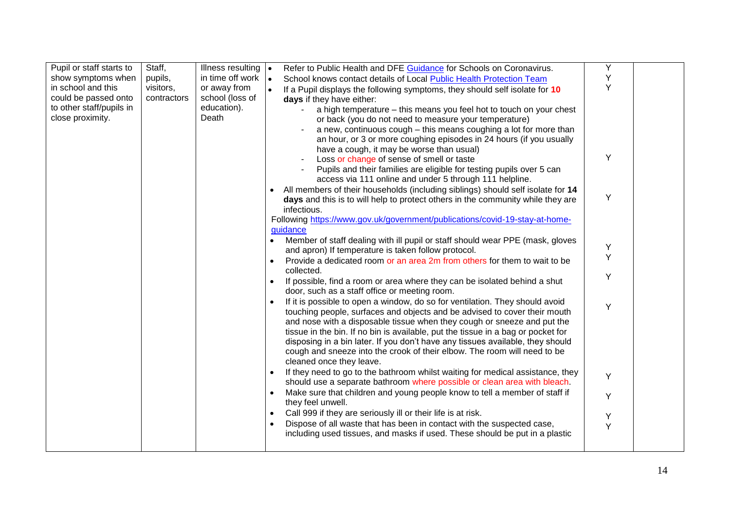| Pupil or staff starts to show symptoms when in school and this could be passed onto to other staff/pupils in close proximity. | Staff, pupils, visitors, contractors | Illness resulting in time off work or away from school (loss of education). Death | • Refer to Public Health and DFE [Guidance](#) for Schools on Coronavirus.<br>• School knows contact details of Local [Public Health Protection Team](#)<br>• If a Pupil displays the following symptoms, they should self isolate for **10 days** if they have either:<br>- a high temperature – this means you feel hot to touch on your chest or back (you do not need to measure your temperature)<br>- a new, continuous cough – this means coughing a lot for more than an hour, or 3 or more coughing episodes in 24 hours (if you usually have a cough, it may be worse than usual)<br>- Loss or change of sense of smell or taste<br>- Pupils and their families are eligible for testing pupils over 5 can access via 111 online and under 5 through 111 helpline.<br>• All members of their households (including siblings) should self isolate for **14 days** and this is to will help to protect others in the community while they are infectious.<br>Following https://www.gov.uk/government/publications/covid-19-stay-at-home-guidance<br>• Member of staff dealing with ill pupil or staff should wear PPE (mask, gloves and apron) If temperature is taken follow protocol.<br>• Provide a dedicated room or an area 2m from others for them to wait to be collected.<br>• If possible, find a room or area where they can be isolated behind a shut door, such as a staff office or meeting room.<br>• If it is possible to open a window, do so for ventilation. They should avoid touching people, surfaces and objects and be advised to cover their mouth and nose with a disposable tissue when they cough or sneeze and put the tissue in the bin. If no bin is available, put the tissue in a bag or pocket for disposing in a bin later. If you don't have any tissues available, they should cough and sneeze into the crook of their elbow. The room will need to be cleaned once they leave.<br>• If they need to go to the bathroom whilst waiting for medical assistance, they should use a separate bathroom where possible or clean area with bleach.<br>• Make sure that children and young people know to tell a member of staff if they feel unwell.<br>• Call 999 if they are seriously ill or their life is at risk.<br>• Dispose of all waste that has been in contact with the suspected case, including used tissues, and masks if used. These should be put in a plastic | Y<br>Y<br>Y<br><br><br><br><br><br>Y<br><br><br>Y<br><br><br><br><br>Y<br>Y<br><br>Y<br><br>Y<br><br><br><br><br><br><br>Y<br><br>Y<br><br>Y<br>Y | |
|---|---|---|---|---|---|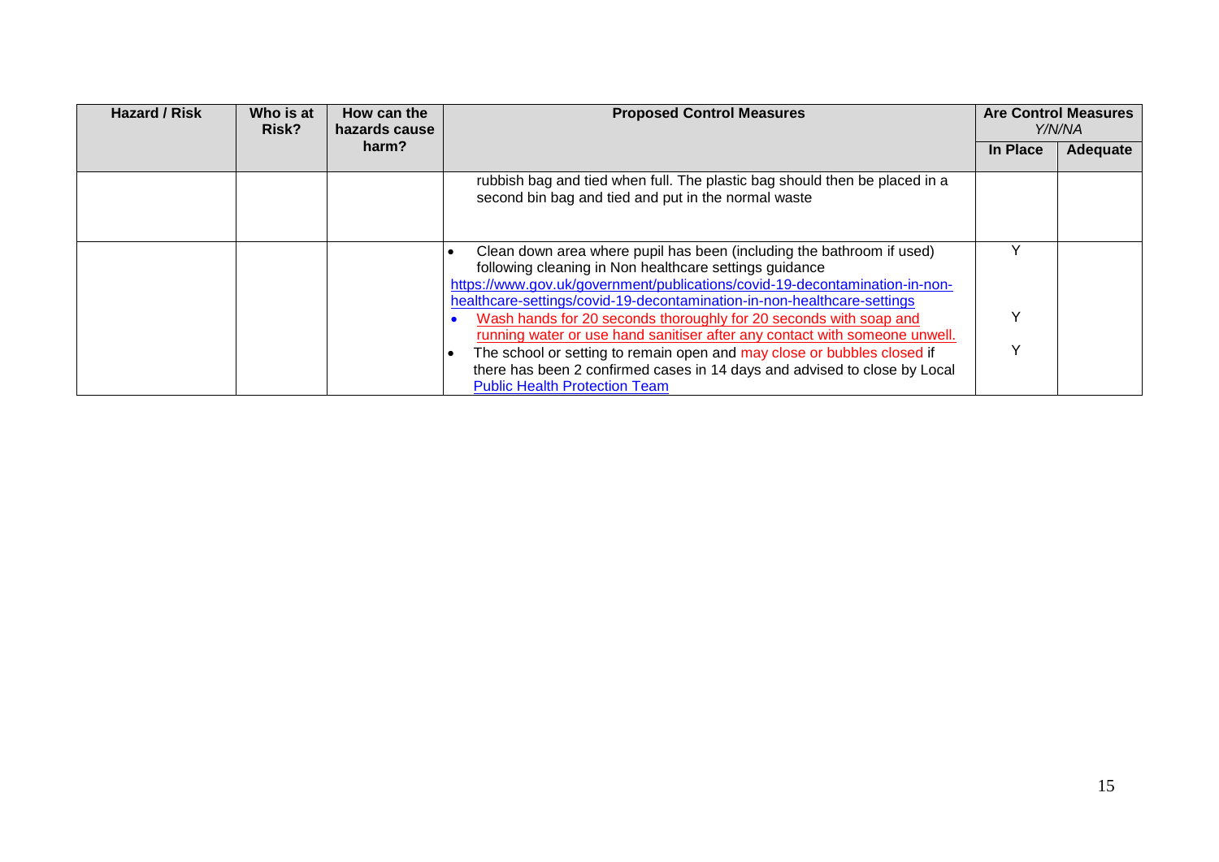| Hazard / Risk | Who is at Risk? | How can the hazards cause harm? | Proposed Control Measures | Are Control Measures *Y/N/NA* | |
|---|---|---|---|---|---|
| | | | | In Place | Adequate |
| | | | rubbish bag and tied when full. The plastic bag should then be placed in a second bin bag and tied and put in the normal waste | | |
| | | | • Clean down area where pupil has been (including the bathroom if used) following cleaning in Non healthcare settings guidance https://www.gov.uk/government/publications/covid-19-decontamination-in-non-healthcare-settings/covid-19-decontamination-in-non-healthcare-settings<br>• Wash hands for 20 seconds thoroughly for 20 seconds with soap and running water or use hand sanitiser after any contact with someone unwell.<br>• The school or setting to remain open and may close or bubbles closed if there has been 2 confirmed cases in 14 days and advised to close by Local Public Health Protection Team | Y<br><br>Y<br><br>Y | |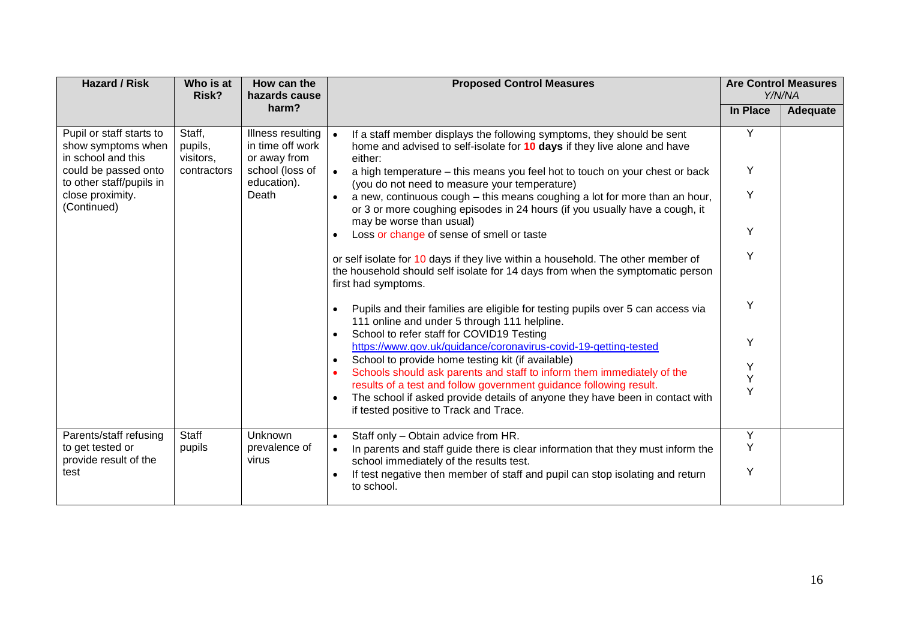| Hazard / Risk | Who is at Risk? | How can the hazards cause harm? | Proposed Control Measures | Are Control Measures *Y/N/NA* | |
|---|---|---|---|---|---|
| | | | | In Place | Adequate |
| Pupil or staff starts to show symptoms when in school and this could be passed onto to other staff/pupils in close proximity. (Continued) | Staff, pupils, visitors, contractors | Illness resulting in time off work or away from school (loss of education). Death | • If a staff member displays the following symptoms, they should be sent home and advised to self-isolate for **10 days** if they live alone and have either:<br>• a high temperature – this means you feel hot to touch on your chest or back (you do not need to measure your temperature)<br>• a new, continuous cough – this means coughing a lot for more than an hour, or 3 or more coughing episodes in 24 hours (if you usually have a cough, it may be worse than usual)<br>• Loss or change of sense of smell or taste<br><br>or self isolate for 10 days if they live within a household. The other member of the household should self isolate for 14 days from when the symptomatic person first had symptoms.<br><br>• Pupils and their families are eligible for testing pupils over 5 can access via 111 online and under 5 through 111 helpline.<br>• School to refer staff for COVID19 Testing https://www.gov.uk/guidance/coronavirus-covid-19-getting-tested<br>• School to provide home testing kit (if available)<br>• Schools should ask parents and staff to inform them immediately of the results of a test and follow government guidance following result.<br>• The school if asked provide details of anyone they have been in contact with if tested positive to Track and Trace. | Y<br>Y<br>Y<br>Y<br>Y<br>Y<br>Y<br>Y<br>Y<br>Y | |
| Parents/staff refusing to get tested or provide result of the test | Staff pupils | Unknown prevalence of virus | • Staff only – Obtain advice from HR.<br>• In parents and staff guide there is clear information that they must inform the school immediately of the results test.<br>• If test negative then member of staff and pupil can stop isolating and return to school. | Y<br>Y<br>Y | |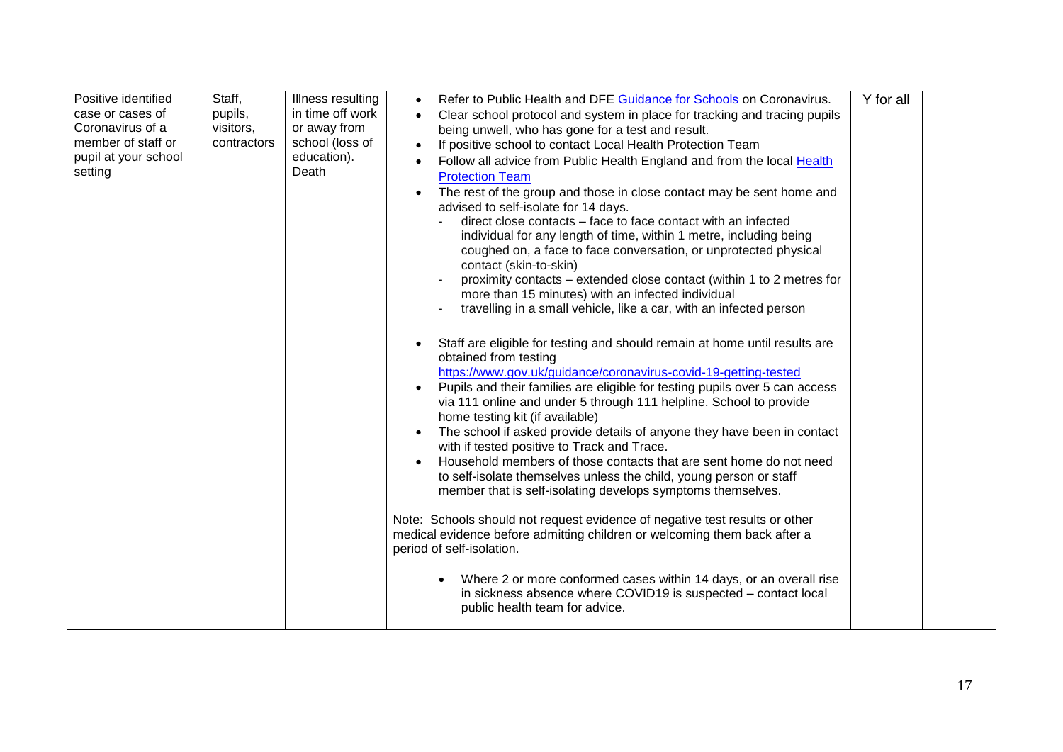| | | | | | |
|---|---|---|---|---|---|
| Positive identified case or cases of Coronavirus of a member of staff or pupil at your school setting | Staff, pupils, visitors, contractors | Illness resulting in time off work or away from school (loss of education). Death | • Refer to Public Health and DFE [Guidance for Schools](#) on Coronavirus.<br>• Clear school protocol and system in place for tracking and tracing pupils being unwell, who has gone for a test and result.<br>• If positive school to contact Local Health Protection Team<br>• Follow all advice from Public Health England and from the local [Health Protection Team](#)<br>• The rest of the group and those in close contact may be sent home and advised to self-isolate for 14 days.<br>- direct close contacts – face to face contact with an infected individual for any length of time, within 1 metre, including being coughed on, a face to face conversation, or unprotected physical contact (skin-to-skin)<br>- proximity contacts – extended close contact (within 1 to 2 metres for more than 15 minutes) with an infected individual<br>- travelling in a small vehicle, like a car, with an infected person<br><br>• Staff are eligible for testing and should remain at home until results are obtained from testing https://www.gov.uk/guidance/coronavirus-covid-19-getting-tested<br>• Pupils and their families are eligible for testing pupils over 5 can access via 111 online and under 5 through 111 helpline. School to provide home testing kit (if available)<br>• The school if asked provide details of anyone they have been in contact with if tested positive to Track and Trace.<br>• Household members of those contacts that are sent home do not need to self-isolate themselves unless the child, young person or staff member that is self-isolating develops symptoms themselves.<br><br>Note: Schools should not request evidence of negative test results or other medical evidence before admitting children or welcoming them back after a period of self-isolation.<br><br>• Where 2 or more conformed cases within 14 days, or an overall rise in sickness absence where COVID19 is suspected – contact local public health team for advice. | Y for all | |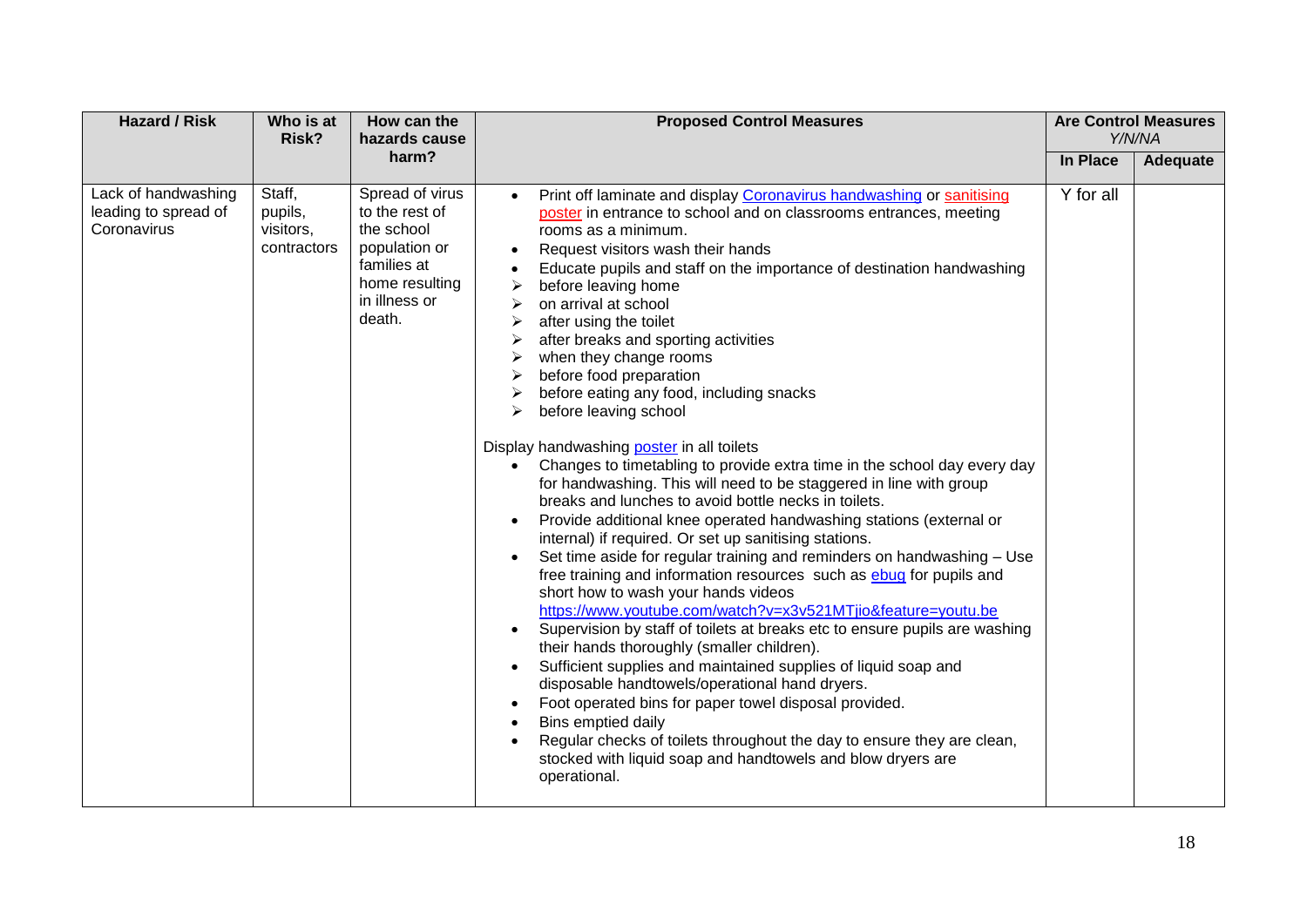| Hazard / Risk | Who is at Risk? | How can the hazards cause harm? | Proposed Control Measures | Are Control Measures Y/N/NA | |
|---|---|---|---|---|---|
| | | | | In Place | Adequate |
| Lack of handwashing leading to spread of Coronavirus | Staff, pupils, visitors, contractors | Spread of virus to the rest of the school population or families at home resulting in illness or death. | • Print off laminate and display Coronavirus handwashing or sanitising poster in entrance to school and on classrooms entrances, meeting rooms as a minimum.<br>• Request visitors wash their hands<br>• Educate pupils and staff on the importance of destination handwashing<br>➢ before leaving home<br>➢ on arrival at school<br>➢ after using the toilet<br>➢ after breaks and sporting activities<br>➢ when they change rooms<br>➢ before food preparation<br>➢ before eating any food, including snacks<br>➢ before leaving school<br><br>Display handwashing poster in all toilets<br>• Changes to timetabling to provide extra time in the school day every day for handwashing. This will need to be staggered in line with group breaks and lunches to avoid bottle necks in toilets.<br>• Provide additional knee operated handwashing stations (external or internal) if required. Or set up sanitising stations.<br>• Set time aside for regular training and reminders on handwashing – Use free training and information resources such as ebug for pupils and short how to wash your hands videos https://www.youtube.com/watch?v=x3v521MTjio&feature=youtu.be<br>• Supervision by staff of toilets at breaks etc to ensure pupils are washing their hands thoroughly (smaller children).<br>• Sufficient supplies and maintained supplies of liquid soap and disposable handtowels/operational hand dryers.<br>• Foot operated bins for paper towel disposal provided.<br>• Bins emptied daily<br>• Regular checks of toilets throughout the day to ensure they are clean, stocked with liquid soap and handtowels and blow dryers are operational. | Y for all | |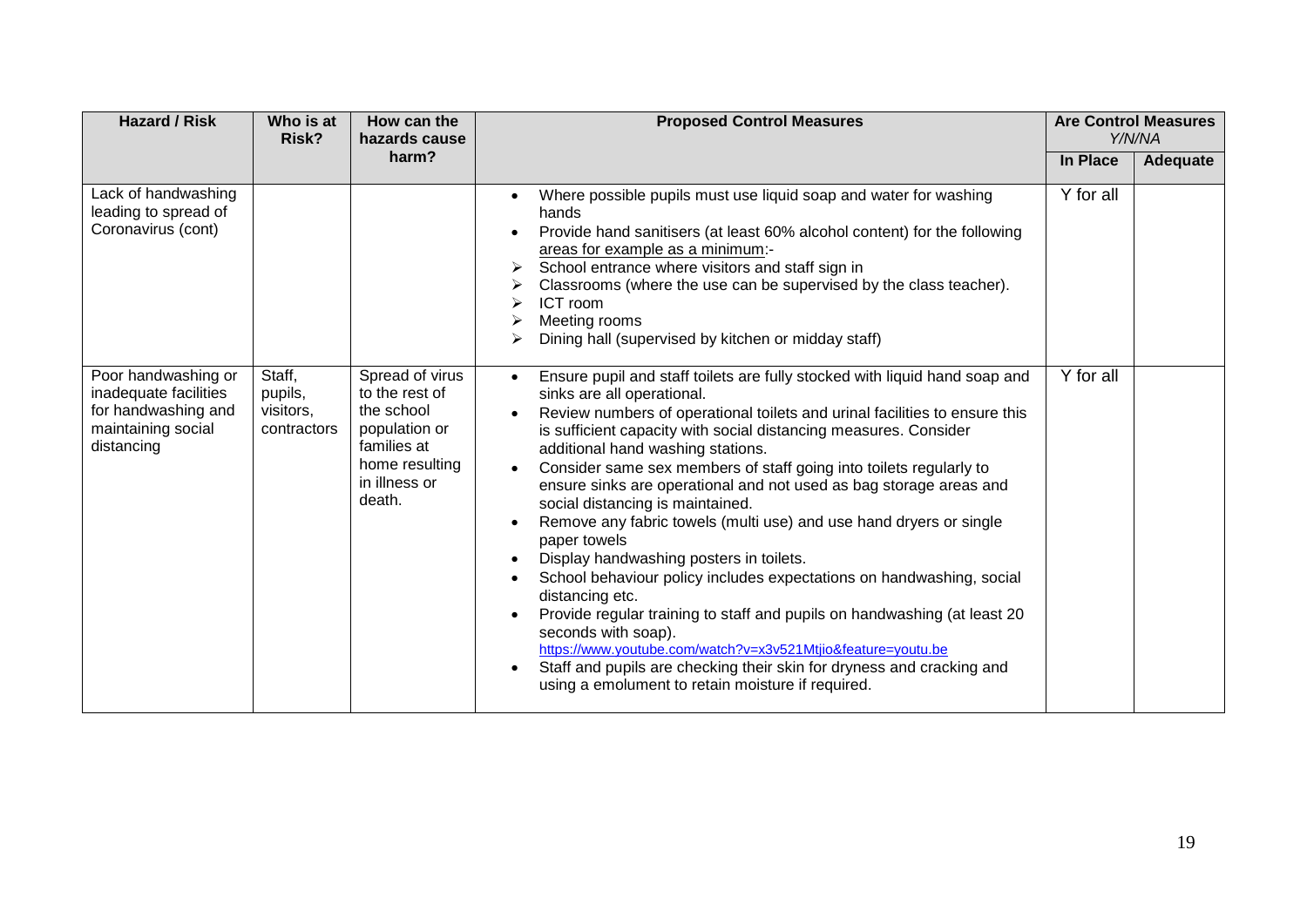| Hazard / Risk | Who is at Risk? | How can the hazards cause harm? | Proposed Control Measures | Are Control Measures *Y/N/NA* | |
|---|---|---|---|---|---|
| | | | | **In Place** | **Adequate** |
| Lack of handwashing leading to spread of Coronavirus (cont) | | | • Where possible pupils must use liquid soap and water for washing hands<br>• Provide hand sanitisers (at least 60% alcohol content) for the following <u>areas for example as a minimum</u>:-<br>➢ School entrance where visitors and staff sign in<br>➢ Classrooms (where the use can be supervised by the class teacher).<br>➢ ICT room<br>➢ Meeting rooms<br>➢ Dining hall (supervised by kitchen or midday staff) | Y for all | |
| Poor handwashing or inadequate facilities for handwashing and maintaining social distancing | Staff, pupils, visitors, contractors | Spread of virus to the rest of the school population or families at home resulting in illness or death. | • Ensure pupil and staff toilets are fully stocked with liquid hand soap and sinks are all operational.<br>• Review numbers of operational toilets and urinal facilities to ensure this is sufficient capacity with social distancing measures. Consider additional hand washing stations.<br>• Consider same sex members of staff going into toilets regularly to ensure sinks are operational and not used as bag storage areas and social distancing is maintained.<br>• Remove any fabric towels (multi use) and use hand dryers or single paper towels<br>• Display handwashing posters in toilets.<br>• School behaviour policy includes expectations on handwashing, social distancing etc.<br>• Provide regular training to staff and pupils on handwashing (at least 20 seconds with soap).<br>https://www.youtube.com/watch?v=x3v521Mtjio&feature=youtu.be<br>• Staff and pupils are checking their skin for dryness and cracking and using a emolument to retain moisture if required. | Y for all | |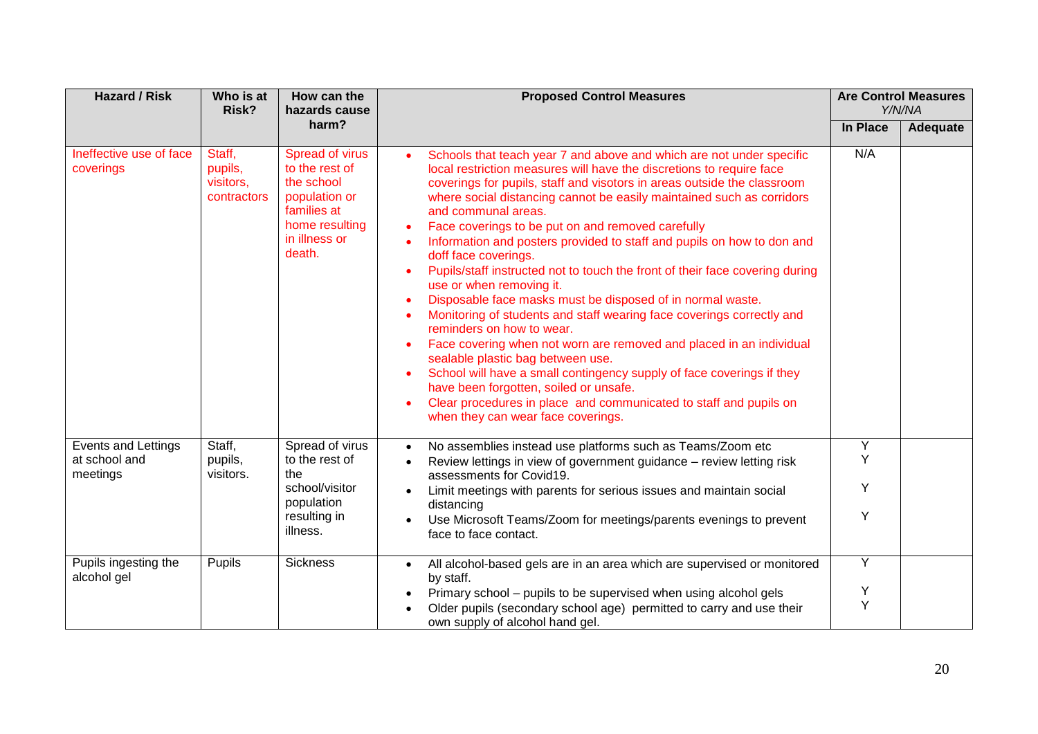| Hazard / Risk | Who is at Risk? | How can the hazards cause harm? | Proposed Control Measures | Are Control Measures *Y/N/NA* | |
|---|---|---|---|---|---|
| | | | | In Place | Adequate |
| Ineffective use of face coverings | Staff, pupils, visitors, contractors | Spread of virus to the rest of the school population or families at home resulting in illness or death. | • Schools that teach year 7 and above and which are not under specific local restriction measures will have the discretions to require face coverings for pupils, staff and visotors in areas outside the classroom where social distancing cannot be easily maintained such as corridors and communal areas.<br>• Face coverings to be put on and removed carefully<br>• Information and posters provided to staff and pupils on how to don and doff face coverings.<br>• Pupils/staff instructed not to touch the front of their face covering during use or when removing it.<br>• Disposable face masks must be disposed of in normal waste.<br>• Monitoring of students and staff wearing face coverings correctly and reminders on how to wear.<br>• Face covering when not worn are removed and placed in an individual sealable plastic bag between use.<br>• School will have a small contingency supply of face coverings if they have been forgotten, soiled or unsafe.<br>• Clear procedures in place and communicated to staff and pupils on when they can wear face coverings. | N/A | |
| Events and Lettings at school and meetings | Staff, pupils, visitors. | Spread of virus to the rest of the school/visitor population resulting in illness. | • No assemblies instead use platforms such as Teams/Zoom etc<br>• Review lettings in view of government guidance – review letting risk assessments for Covid19.<br>• Limit meetings with parents for serious issues and maintain social distancing<br>• Use Microsoft Teams/Zoom for meetings/parents evenings to prevent face to face contact. | Y<br>Y<br><br>Y<br><br>Y | |
| Pupils ingesting the alcohol gel | Pupils | Sickness | • All alcohol-based gels are in an area which are supervised or monitored by staff.<br>• Primary school – pupils to be supervised when using alcohol gels<br>• Older pupils (secondary school age) permitted to carry and use their own supply of alcohol hand gel. | Y<br><br>Y<br>Y | |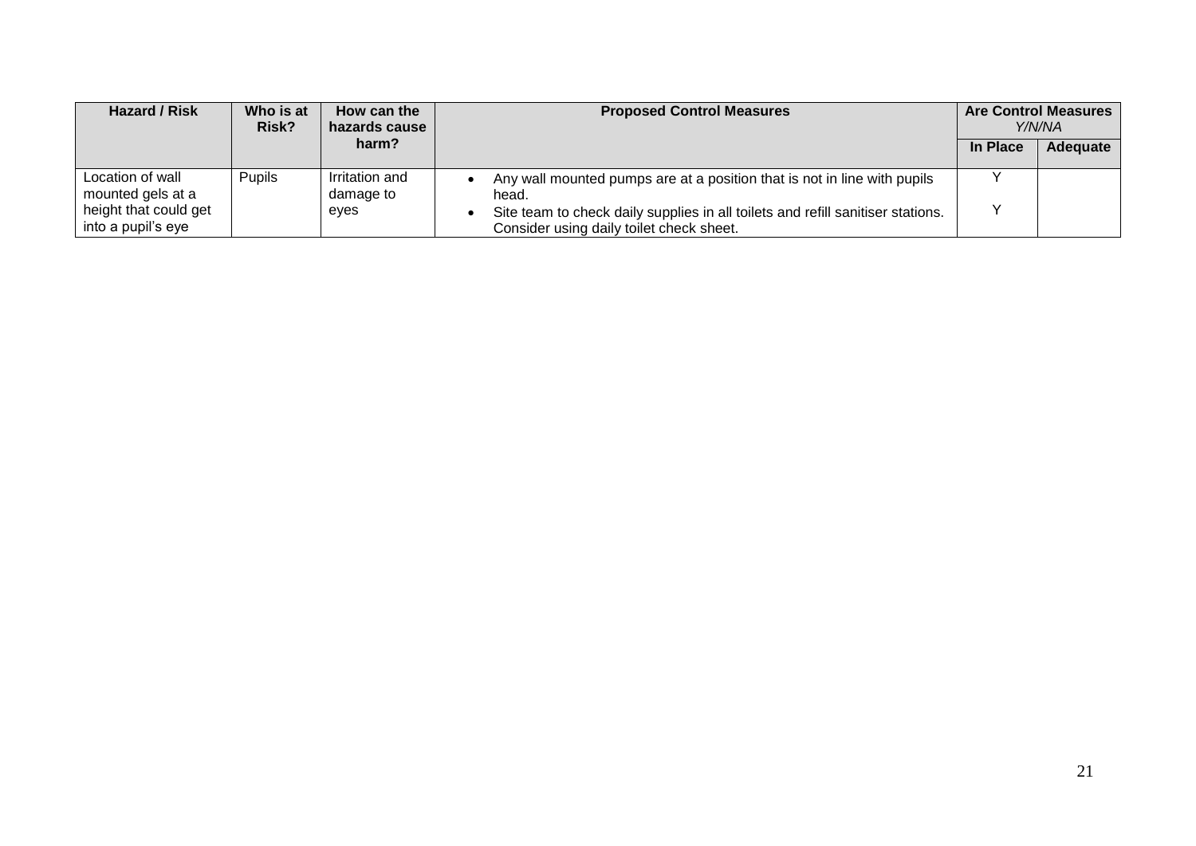| Hazard / Risk | Who is at Risk? | How can the hazards cause harm? | Proposed Control Measures | Are Control Measures *Y/N/NA* | |
|---|---|---|---|---|---|
| | | | | In Place | Adequate |
| Location of wall mounted gels at a height that could get into a pupil's eye | Pupils | Irritation and damage to eyes | • Any wall mounted pumps are at a position that is not in line with pupils head.<br>• Site team to check daily supplies in all toilets and refill sanitiser stations. Consider using daily toilet check sheet. | Y<br><br>Y | |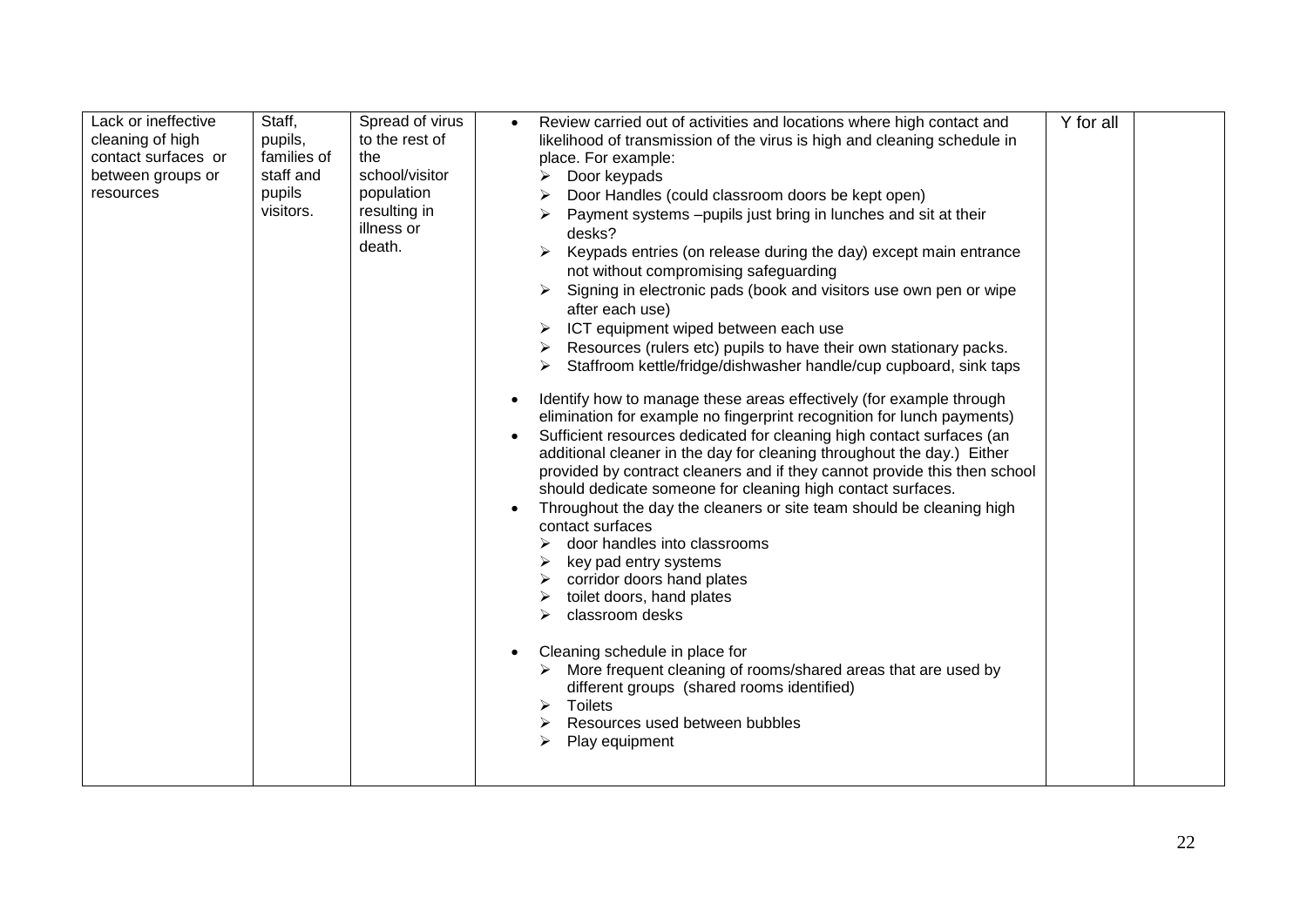| | | | | | |
|---|---|---|---|---|---|
| Lack or ineffective cleaning of high contact surfaces or between groups or resources | Staff, pupils, families of staff and pupils visitors. | Spread of virus to the rest of the school/visitor population resulting in illness or death. | • Review carried out of activities and locations where high contact and likelihood of transmission of the virus is high and cleaning schedule in place. For example:<br>➢ Door keypads<br>➢ Door Handles (could classroom doors be kept open)<br>➢ Payment systems –pupils just bring in lunches and sit at their desks?<br>➢ Keypads entries (on release during the day) except main entrance not without compromising safeguarding<br>➢ Signing in electronic pads (book and visitors use own pen or wipe after each use)<br>➢ ICT equipment wiped between each use<br>➢ Resources (rulers etc) pupils to have their own stationary packs.<br>➢ Staffroom kettle/fridge/dishwasher handle/cup cupboard, sink taps<br><br>• Identify how to manage these areas effectively (for example through elimination for example no fingerprint recognition for lunch payments)<br>• Sufficient resources dedicated for cleaning high contact surfaces (an additional cleaner in the day for cleaning throughout the day.) Either provided by contract cleaners and if they cannot provide this then school should dedicate someone for cleaning high contact surfaces.<br>• Throughout the day the cleaners or site team should be cleaning high contact surfaces<br>➢ door handles into classrooms<br>➢ key pad entry systems<br>➢ corridor doors hand plates<br>➢ toilet doors, hand plates<br>➢ classroom desks<br><br>• Cleaning schedule in place for<br>➢ More frequent cleaning of rooms/shared areas that are used by different groups (shared rooms identified)<br>➢ Toilets<br>➢ Resources used between bubbles<br>➢ Play equipment | Y for all | |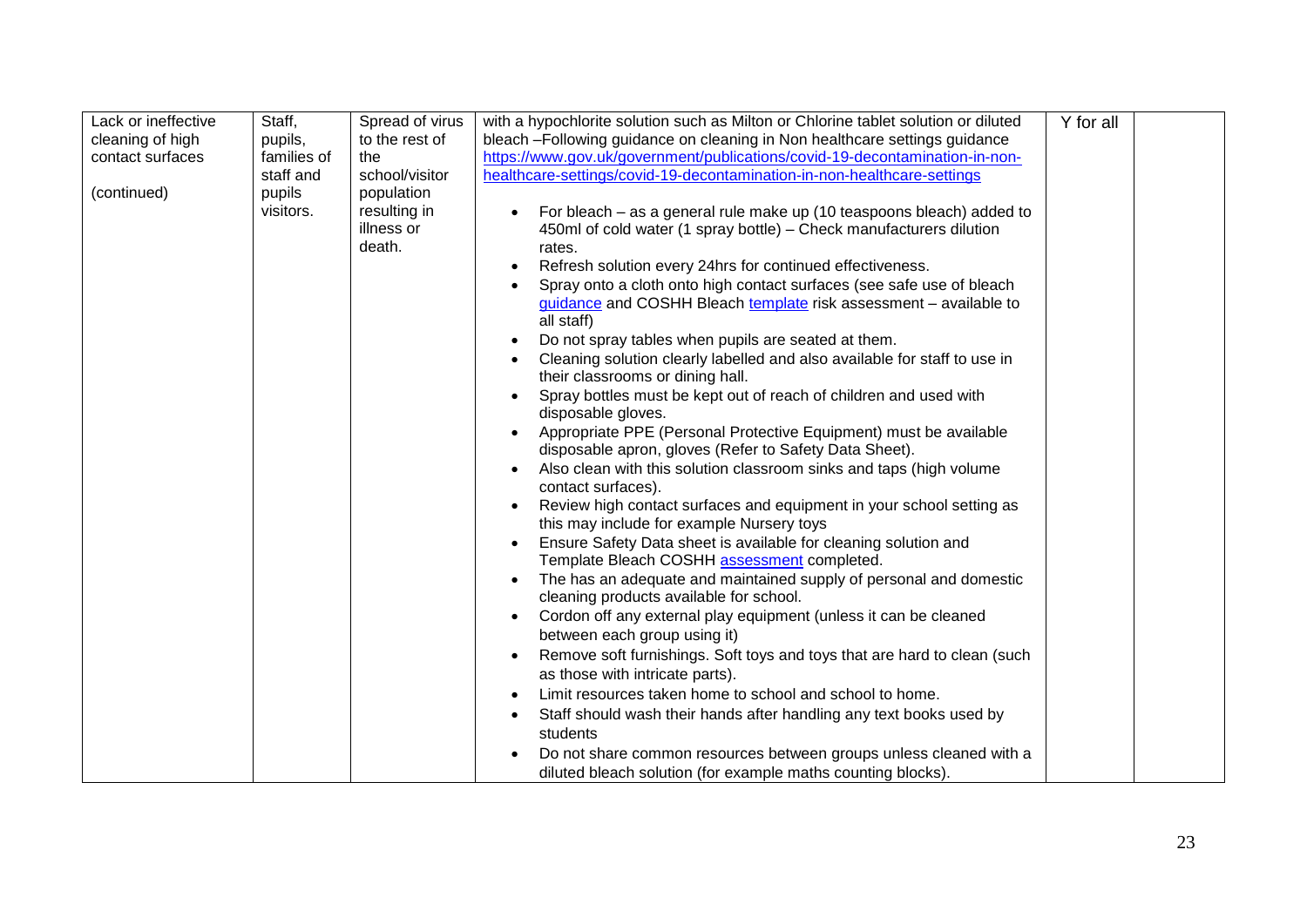| Lack or ineffective cleaning of high contact surfaces<br><br>(continued) | Staff, pupils, families of staff and pupils visitors. | Spread of virus to the rest of the school/visitor population resulting in illness or death. | with a hypochlorite solution such as Milton or Chlorine tablet solution or diluted bleach –Following guidance on cleaning in Non healthcare settings guidance https://www.gov.uk/government/publications/covid-19-decontamination-in-non-healthcare-settings/covid-19-decontamination-in-non-healthcare-settings<br><br>• For bleach – as a general rule make up (10 teaspoons bleach) added to 450ml of cold water (1 spray bottle) – Check manufacturers dilution rates.<br>• Refresh solution every 24hrs for continued effectiveness.<br>• Spray onto a cloth onto high contact surfaces (see safe use of bleach guidance and COSHH Bleach template risk assessment – available to all staff)<br>• Do not spray tables when pupils are seated at them.<br>• Cleaning solution clearly labelled and also available for staff to use in their classrooms or dining hall.<br>• Spray bottles must be kept out of reach of children and used with disposable gloves.<br>• Appropriate PPE (Personal Protective Equipment) must be available disposable apron, gloves (Refer to Safety Data Sheet).<br>• Also clean with this solution classroom sinks and taps (high volume contact surfaces).<br>• Review high contact surfaces and equipment in your school setting as this may include for example Nursery toys<br>• Ensure Safety Data sheet is available for cleaning solution and Template Bleach COSHH assessment completed.<br>• The has an adequate and maintained supply of personal and domestic cleaning products available for school.<br>• Cordon off any external play equipment (unless it can be cleaned between each group using it)<br>• Remove soft furnishings. Soft toys and toys that are hard to clean (such as those with intricate parts).<br>• Limit resources taken home to school and school to home.<br>• Staff should wash their hands after handling any text books used by students<br>• Do not share common resources between groups unless cleaned with a diluted bleach solution (for example maths counting blocks). | Y for all | |
|---|---|---|---|---|---|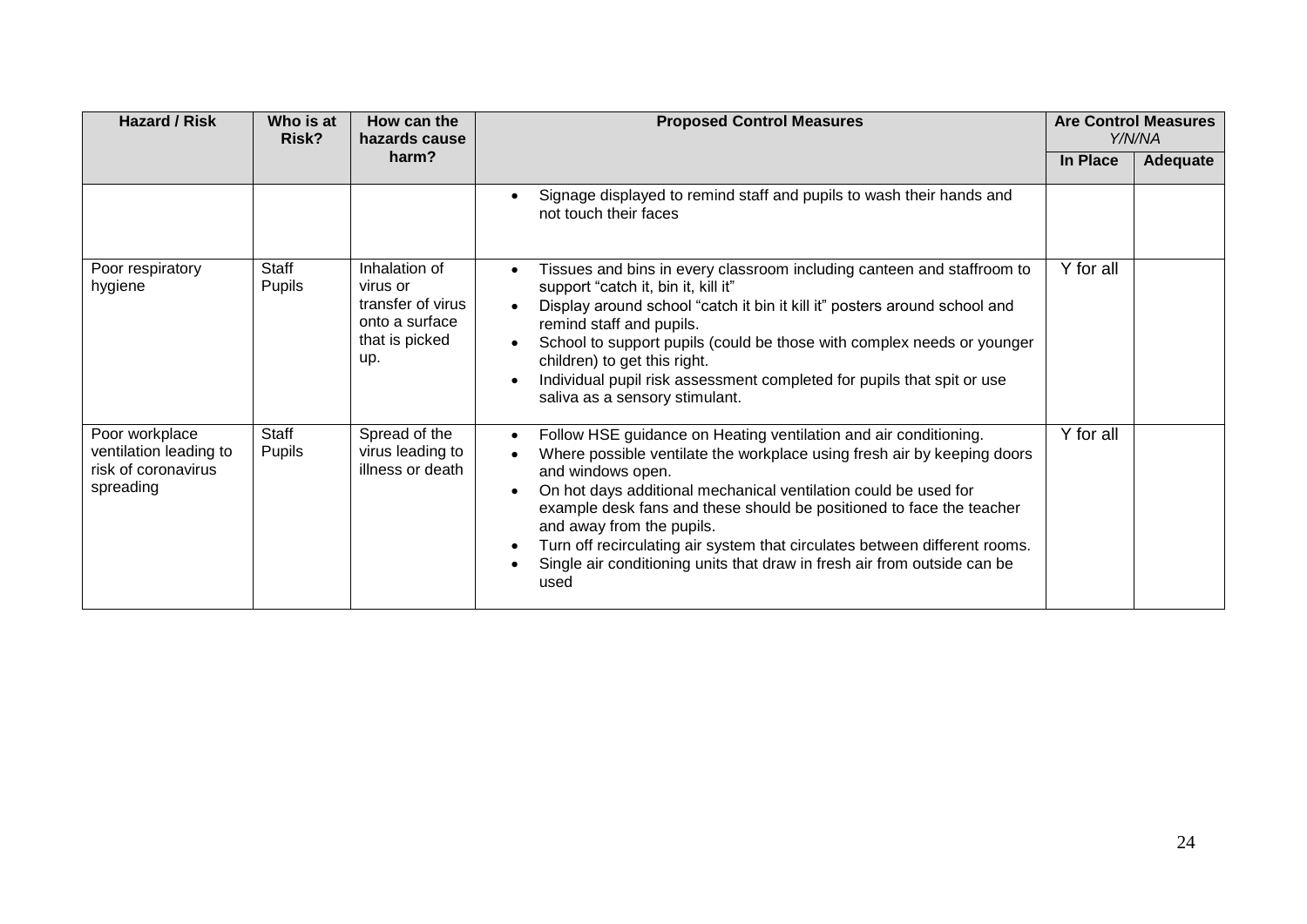| Hazard / Risk | Who is at Risk? | How can the hazards cause harm? | Proposed Control Measures | Are Control Measures *Y/N/NA* | |
|---|---|---|---|---|---|
| | | | | **In Place** | **Adequate** |
| | | | • Signage displayed to remind staff and pupils to wash their hands and not touch their faces | | |
| Poor respiratory hygiene | Staff<br>Pupils | Inhalation of virus or transfer of virus onto a surface that is picked up. | • Tissues and bins in every classroom including canteen and staffroom to support "catch it, bin it, kill it"<br>• Display around school "catch it bin it kill it" posters around school and remind staff and pupils.<br>• School to support pupils (could be those with complex needs or younger children) to get this right.<br>• Individual pupil risk assessment completed for pupils that spit or use saliva as a sensory stimulant. | Y for all | |
| Poor workplace ventilation leading to risk of coronavirus spreading | Staff<br>Pupils | Spread of the virus leading to illness or death | • Follow HSE guidance on Heating ventilation and air conditioning.<br>• Where possible ventilate the workplace using fresh air by keeping doors and windows open.<br>• On hot days additional mechanical ventilation could be used for example desk fans and these should be positioned to face the teacher and away from the pupils.<br>• Turn off recirculating air system that circulates between different rooms.<br>• Single air conditioning units that draw in fresh air from outside can be used | Y for all | |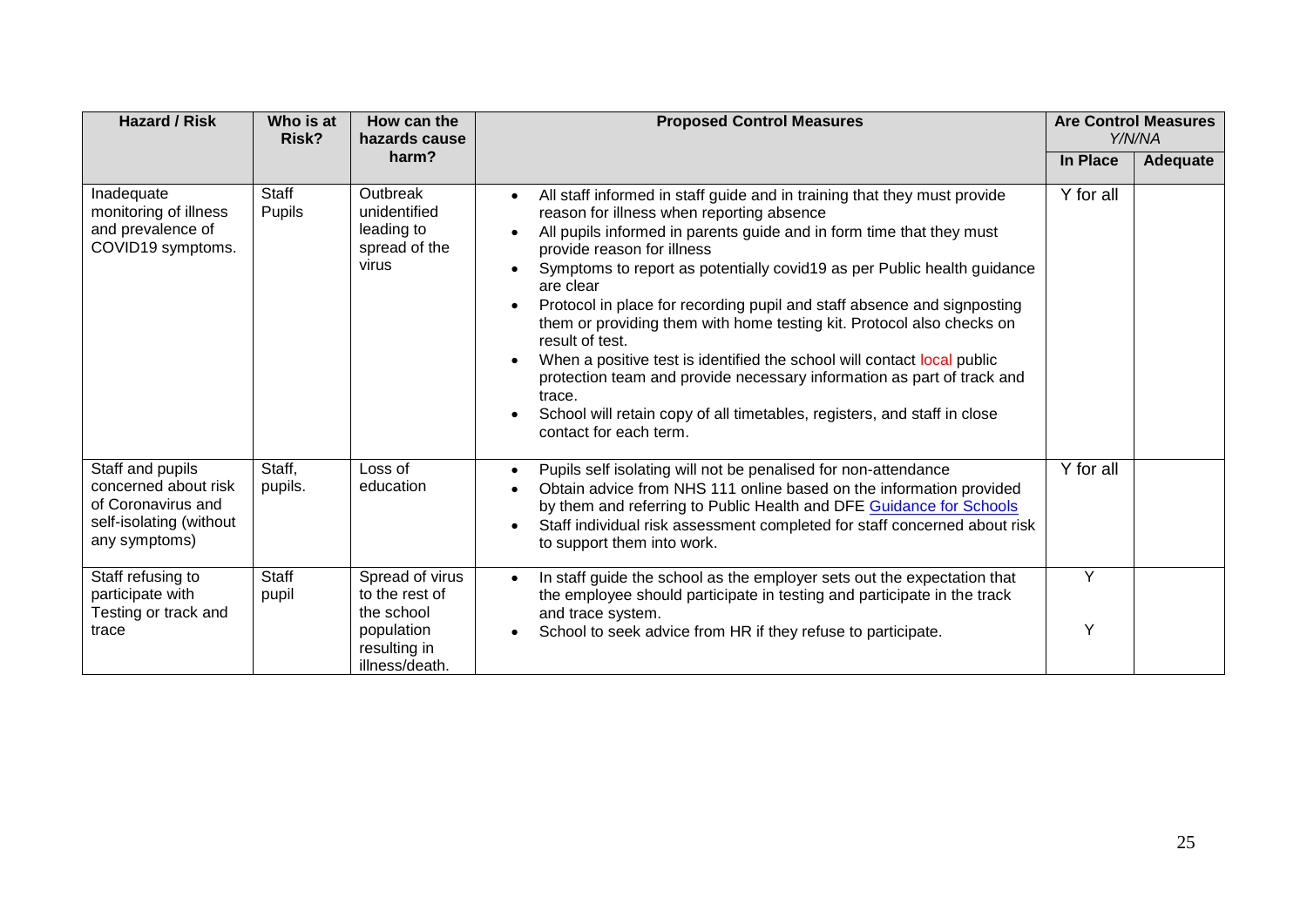| Hazard / Risk | Who is at Risk? | How can the hazards cause harm? | Proposed Control Measures | Are Control Measures *Y/N/NA* | |
|---|---|---|---|---|---|
| | | | | **In Place** | **Adequate** |
| Inadequate monitoring of illness and prevalence of COVID19 symptoms. | Staff Pupils | Outbreak unidentified leading to spread of the virus | • All staff informed in staff guide and in training that they must provide reason for illness when reporting absence<br>• All pupils informed in parents guide and in form time that they must provide reason for illness<br>• Symptoms to report as potentially covid19 as per Public health guidance are clear<br>• Protocol in place for recording pupil and staff absence and signposting them or providing them with home testing kit. Protocol also checks on result of test.<br>• When a positive test is identified the school will contact local public protection team and provide necessary information as part of track and trace.<br>• School will retain copy of all timetables, registers, and staff in close contact for each term. | Y for all | |
| Staff and pupils concerned about risk of Coronavirus and self-isolating (without any symptoms) | Staff, pupils. | Loss of education | • Pupils self isolating will not be penalised for non-attendance<br>• Obtain advice from NHS 111 online based on the information provided by them and referring to Public Health and DFE [Guidance for Schools]<br>• Staff individual risk assessment completed for staff concerned about risk to support them into work. | Y for all | |
| Staff refusing to participate with Testing or track and trace | Staff pupil | Spread of virus to the rest of the school population resulting in illness/death. | • In staff guide the school as the employer sets out the expectation that the employee should participate in testing and participate in the track and trace system.<br>• School to seek advice from HR if they refuse to participate. | Y<br><br>Y | |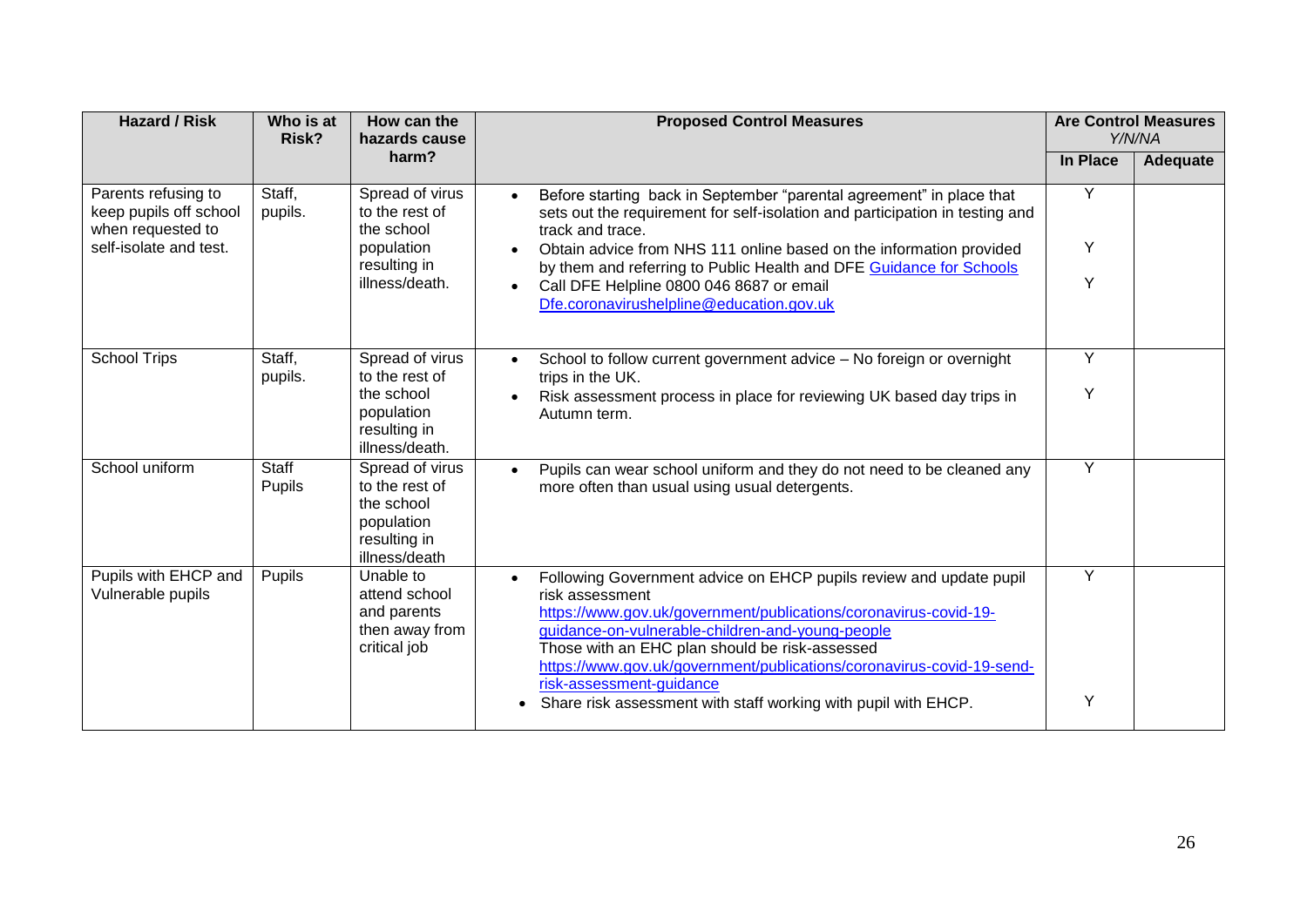| Hazard / Risk | Who is at Risk? | How can the hazards cause harm? | Proposed Control Measures | Are Control Measures Y/N/NA | |
|---|---|---|---|---|---|
| | | | | In Place | Adequate |
| Parents refusing to keep pupils off school when requested to self-isolate and test. | Staff, pupils. | Spread of virus to the rest of the school population resulting in illness/death. | • Before starting back in September "parental agreement" in place that sets out the requirement for self-isolation and participation in testing and track and trace.<br>• Obtain advice from NHS 111 online based on the information provided by them and referring to Public Health and DFE Guidance for Schools<br>• Call DFE Helpline 0800 046 8687 or email Dfe.coronavirushelpline@education.gov.uk | Y<br>Y<br>Y | |
| School Trips | Staff, pupils. | Spread of virus to the rest of the school population resulting in illness/death. | • School to follow current government advice – No foreign or overnight trips in the UK.<br>• Risk assessment process in place for reviewing UK based day trips in Autumn term. | Y<br>Y | |
| School uniform | Staff<br>Pupils | Spread of virus to the rest of the school population resulting in illness/death | • Pupils can wear school uniform and they do not need to be cleaned any more often than usual using usual detergents. | Y | |
| Pupils with EHCP and Vulnerable pupils | Pupils | Unable to attend school and parents then away from critical job | • Following Government advice on EHCP pupils review and update pupil risk assessment https://www.gov.uk/government/publications/coronavirus-covid-19-guidance-on-vulnerable-children-and-young-people Those with an EHC plan should be risk-assessed https://www.gov.uk/government/publications/coronavirus-covid-19-send-risk-assessment-guidance<br>• Share risk assessment with staff working with pupil with EHCP. | Y<br>Y | |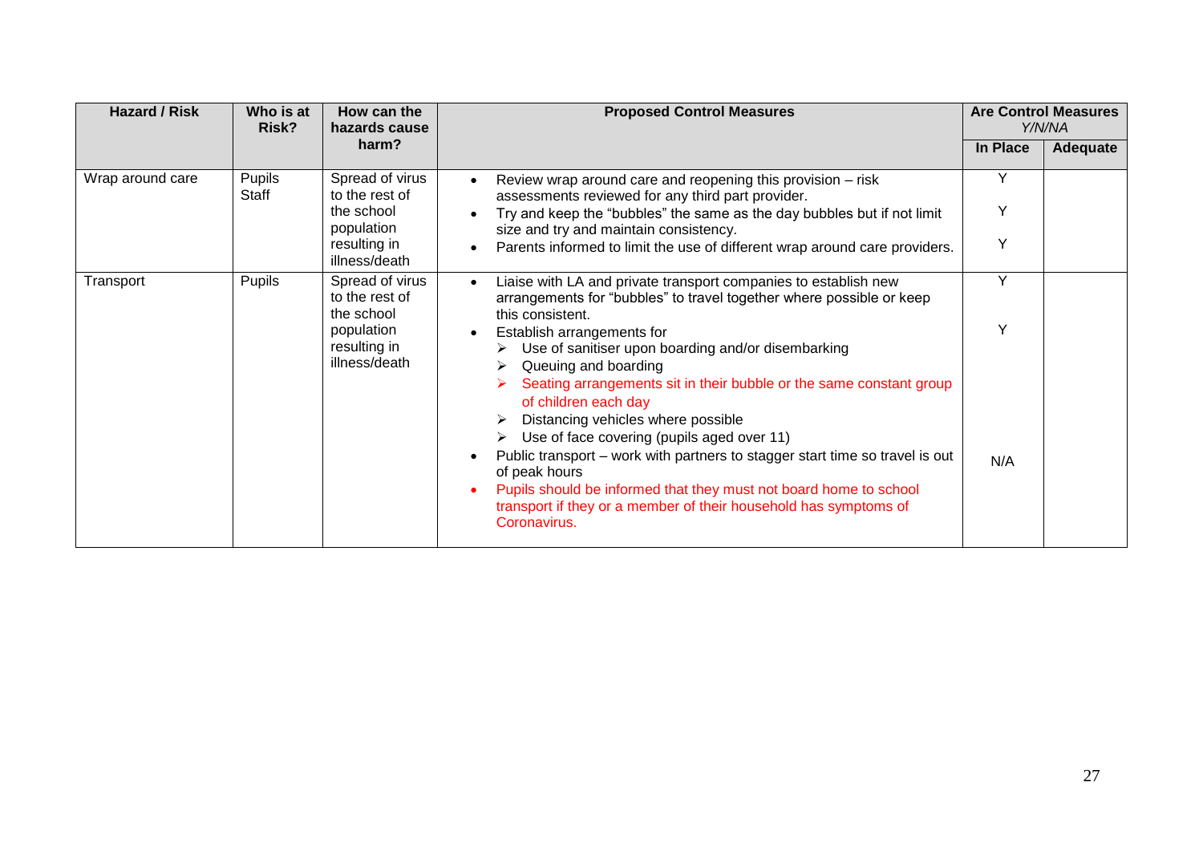| Hazard / Risk | Who is at Risk? | How can the hazards cause harm? | Proposed Control Measures | Are Control Measures *Y/N/NA* | |
|---|---|---|---|---|---|
| | | | | In Place | Adequate |
| Wrap around care | Pupils<br>Staff | Spread of virus to the rest of the school population resulting in illness/death | • Review wrap around care and reopening this provision – risk assessments reviewed for any third part provider.<br>• Try and keep the "bubbles" the same as the day bubbles but if not limit size and try and maintain consistency.<br>• Parents informed to limit the use of different wrap around care providers. | Y<br>Y<br>Y | |
| Transport | Pupils | Spread of virus to the rest of the school population resulting in illness/death | • Liaise with LA and private transport companies to establish new arrangements for "bubbles" to travel together where possible or keep this consistent.<br>• Establish arrangements for<br>➢ Use of sanitiser upon boarding and/or disembarking<br>➢ Queuing and boarding<br>➢ Seating arrangements sit in their bubble or the same constant group of children each day<br>➢ Distancing vehicles where possible<br>➢ Use of face covering (pupils aged over 11)<br>• Public transport – work with partners to stagger start time so travel is out of peak hours<br>• Pupils should be informed that they must not board home to school transport if they or a member of their household has symptoms of Coronavirus. | Y<br>Y<br>N/A | |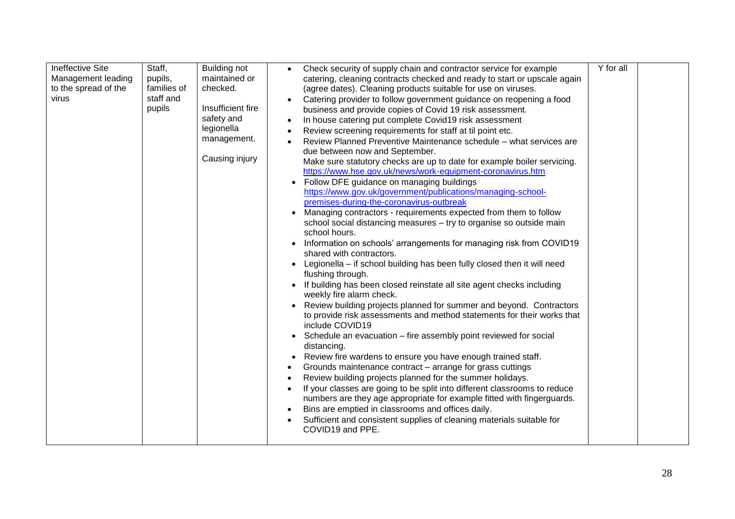| | | | | | |
|---|---|---|---|---|---|
| Ineffective Site Management leading to the spread of the virus | Staff, pupils, families of staff and pupils | Building not maintained or checked.<br><br>Insufficient fire safety and legionella management.<br><br>Causing injury | • Check security of supply chain and contractor service for example catering, cleaning contracts checked and ready to start or upscale again (agree dates). Cleaning products suitable for use on viruses.<br>• Catering provider to follow government guidance on reopening a food business and provide copies of Covid 19 risk assessment.<br>• In house catering put complete Covid19 risk assessment<br>• Review screening requirements for staff at til point etc.<br>• Review Planned Preventive Maintenance schedule – what services are due between now and September.<br>Make sure statutory checks are up to date for example boiler servicing. https://www.hse.gov.uk/news/work-equipment-coronavirus.htm<br>• Follow DFE guidance on managing buildings https://www.gov.uk/government/publications/managing-school-premises-during-the-coronavirus-outbreak<br>• Managing contractors - requirements expected from them to follow school social distancing measures – try to organise so outside main school hours.<br>• Information on schools' arrangements for managing risk from COVID19 shared with contractors.<br>• Legionella – if school building has been fully closed then it will need flushing through.<br>• If building has been closed reinstate all site agent checks including weekly fire alarm check.<br>• Review building projects planned for summer and beyond. Contractors to provide risk assessments and method statements for their works that include COVID19<br>• Schedule an evacuation – fire assembly point reviewed for social distancing.<br>• Review fire wardens to ensure you have enough trained staff.<br>• Grounds maintenance contract – arrange for grass cuttings<br>• Review building projects planned for the summer holidays.<br>• If your classes are going to be split into different classrooms to reduce numbers are they age appropriate for example fitted with fingerguards.<br>• Bins are emptied in classrooms and offices daily.<br>• Sufficient and consistent supplies of cleaning materials suitable for COVID19 and PPE. | Y for all | |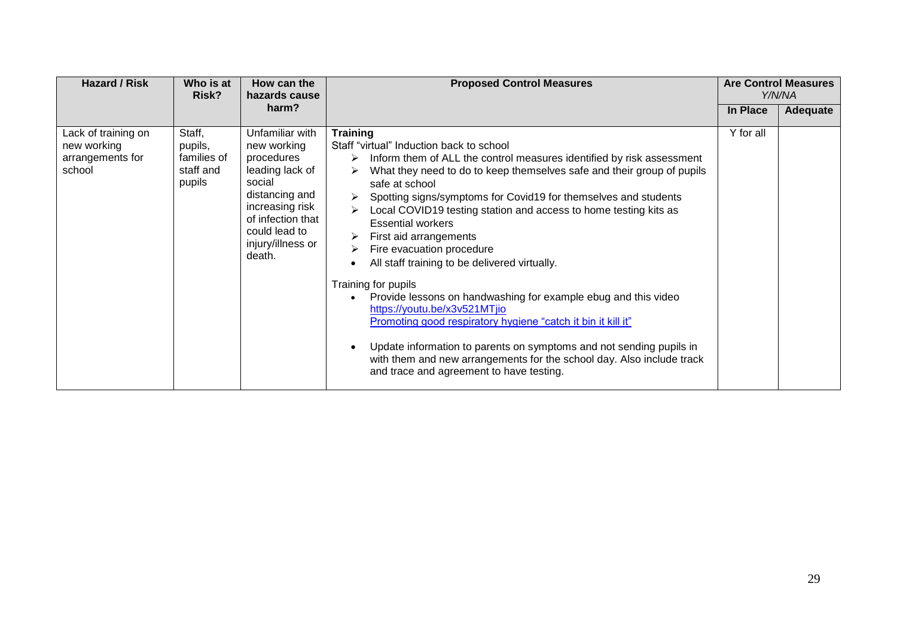| Hazard / Risk | Who is at Risk? | How can the hazards cause harm? | Proposed Control Measures | Are Control Measures Y/N/NA | |
|---|---|---|---|---|---|
| | | | | In Place | Adequate |
| Lack of training on new working arrangements for school | Staff, pupils, families of staff and pupils | Unfamiliar with new working procedures leading lack of social distancing and increasing risk of infection that could lead to injury/illness or death. | **Training**<br>Staff "virtual" Induction back to school<br>➢ Inform them of ALL the control measures identified by risk assessment<br>➢ What they need to do to keep themselves safe and their group of pupils safe at school<br>➢ Spotting signs/symptoms for Covid19 for themselves and students<br>➢ Local COVID19 testing station and access to home testing kits as Essential workers<br>➢ First aid arrangements<br>➢ Fire evacuation procedure<br>• All staff training to be delivered virtually.<br><br>Training for pupils<br>• Provide lessons on handwashing for example ebug and this video https://youtu.be/x3v521MTjio Promoting good respiratory hygiene "catch it bin it kill it"<br><br>• Update information to parents on symptoms and not sending pupils in with them and new arrangements for the school day. Also include track and trace and agreement to have testing. | Y for all | |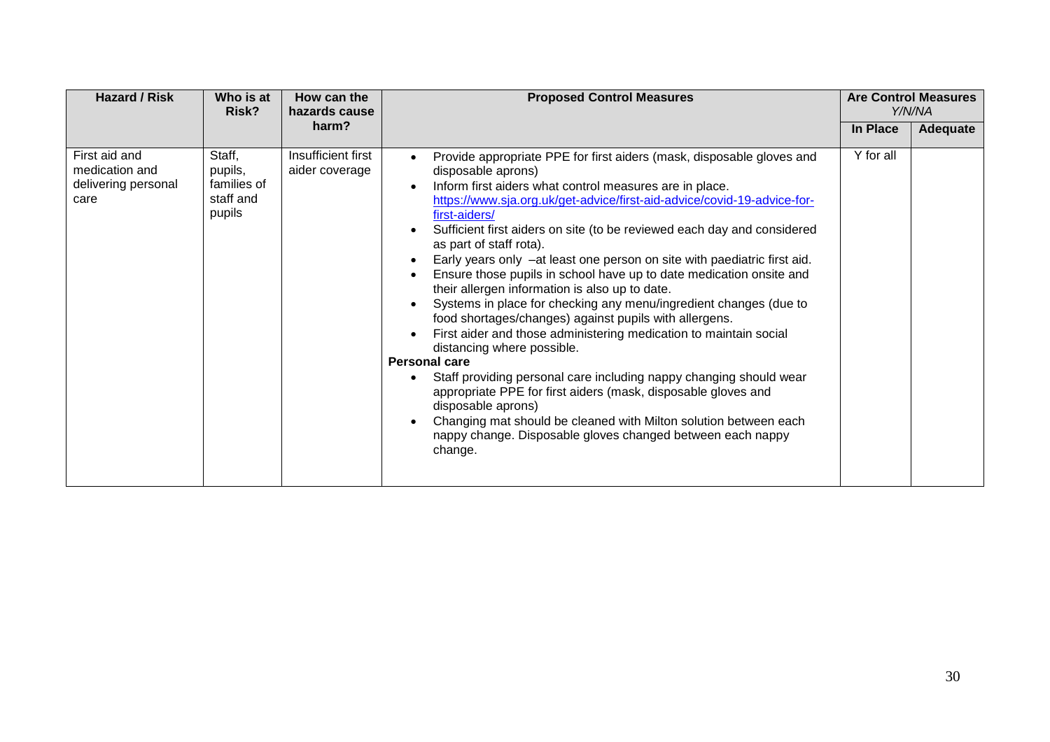| Hazard / Risk | Who is at Risk? | How can the hazards cause harm? | Proposed Control Measures | Are Control Measures *Y/N/NA* | |
|---|---|---|---|---|---|
| | | | | **In Place** | **Adequate** |
| First aid and medication and delivering personal care | Staff, pupils, families of staff and pupils | Insufficient first aider coverage | • Provide appropriate PPE for first aiders (mask, disposable gloves and disposable aprons)<br>• Inform first aiders what control measures are in place. https://www.sja.org.uk/get-advice/first-aid-advice/covid-19-advice-for-first-aiders/<br>• Sufficient first aiders on site (to be reviewed each day and considered as part of staff rota).<br>• Early years only –at least one person on site with paediatric first aid.<br>• Ensure those pupils in school have up to date medication onsite and their allergen information is also up to date.<br>• Systems in place for checking any menu/ingredient changes (due to food shortages/changes) against pupils with allergens.<br>• First aider and those administering medication to maintain social distancing where possible.<br>**Personal care**<br>• Staff providing personal care including nappy changing should wear appropriate PPE for first aiders (mask, disposable gloves and disposable aprons)<br>• Changing mat should be cleaned with Milton solution between each nappy change. Disposable gloves changed between each nappy change. | Y for all | |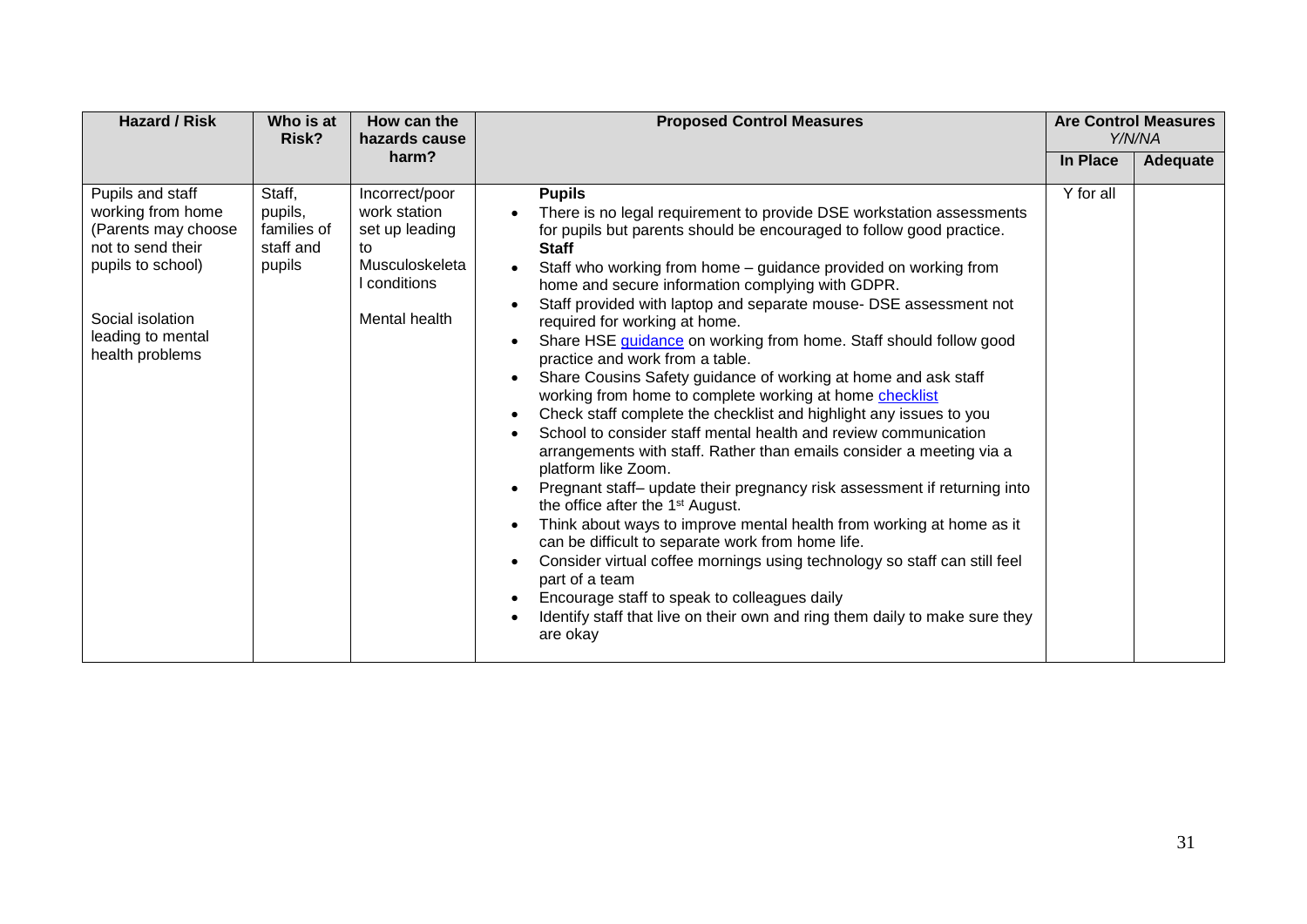| Hazard / Risk | Who is at Risk? | How can the hazards cause harm? | Proposed Control Measures | Are Control Measures *Y/N/NA* | |
|---|---|---|---|---|---|
| | | | | **In Place** | **Adequate** |
| Pupils and staff working from home (Parents may choose not to send their pupils to school)<br><br>Social isolation leading to mental health problems | Staff, pupils, families of staff and pupils | Incorrect/poor work station set up leading to Musculoskeletal conditions<br><br>Mental health | **Pupils**<br>• There is no legal requirement to provide DSE workstation assessments for pupils but parents should be encouraged to follow good practice.<br>**Staff**<br>• Staff who working from home – guidance provided on working from home and secure information complying with GDPR.<br>• Staff provided with laptop and separate mouse- DSE assessment not required for working at home.<br>• Share HSE guidance on working from home. Staff should follow good practice and work from a table.<br>• Share Cousins Safety guidance of working at home and ask staff working from home to complete working at home checklist<br>• Check staff complete the checklist and highlight any issues to you<br>• School to consider staff mental health and review communication arrangements with staff. Rather than emails consider a meeting via a platform like Zoom.<br>• Pregnant staff– update their pregnancy risk assessment if returning into the office after the 1st August.<br>• Think about ways to improve mental health from working at home as it can be difficult to separate work from home life.<br>• Consider virtual coffee mornings using technology so staff can still feel part of a team<br>• Encourage staff to speak to colleagues daily<br>• Identify staff that live on their own and ring them daily to make sure they are okay | Y for all | |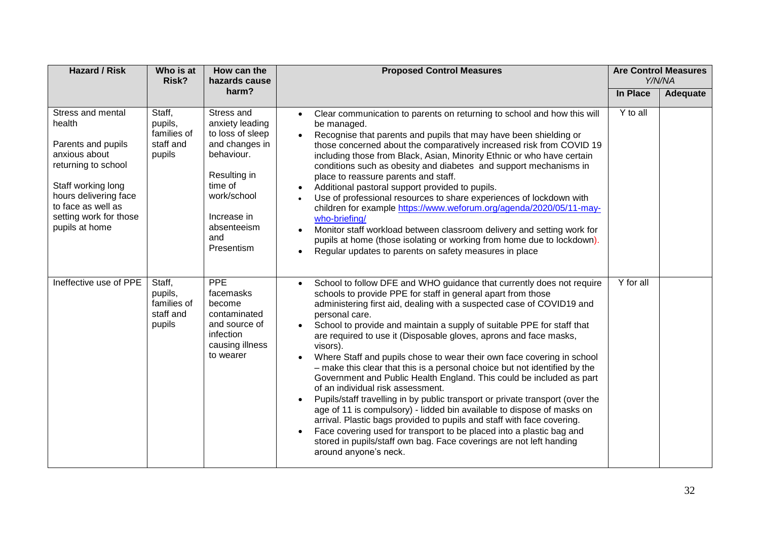| Hazard / Risk | Who is at Risk? | How can the hazards cause harm? | Proposed Control Measures | Are Control Measures *Y/N/NA* | |
|---|---|---|---|---|---|
| | | | | **In Place** | **Adequate** |
| Stress and mental health<br><br>Parents and pupils anxious about returning to school<br><br>Staff working long hours delivering face to face as well as setting work for those pupils at home | Staff, pupils, families of staff and pupils | Stress and anxiety leading to loss of sleep and changes in behaviour.<br><br>Resulting in time of work/school<br><br>Increase in absenteeism and Presentism | • Clear communication to parents on returning to school and how this will be managed.<br>• Recognise that parents and pupils that may have been shielding or those concerned about the comparatively increased risk from COVID 19 including those from Black, Asian, Minority Ethnic or who have certain conditions such as obesity and diabetes and support mechanisms in place to reassure parents and staff.<br>• Additional pastoral support provided to pupils.<br>• Use of professional resources to share experiences of lockdown with children for example https://www.weforum.org/agenda/2020/05/11-may-who-briefing/<br>• Monitor staff workload between classroom delivery and setting work for pupils at home (those isolating or working from home due to lockdown).<br>• Regular updates to parents on safety measures in place | Y to all | |
| Ineffective use of PPE | Staff, pupils, families of staff and pupils | PPE facemasks become contaminated and source of infection causing illness to wearer | • School to follow DFE and WHO guidance that currently does not require schools to provide PPE for staff in general apart from those administering first aid, dealing with a suspected case of COVID19 and personal care.<br>• School to provide and maintain a supply of suitable PPE for staff that are required to use it (Disposable gloves, aprons and face masks, visors).<br>• Where Staff and pupils chose to wear their own face covering in school – make this clear that this is a personal choice but not identified by the Government and Public Health England. This could be included as part of an individual risk assessment.<br>• Pupils/staff travelling in by public transport or private transport (over the age of 11 is compulsory) - lidded bin available to dispose of masks on arrival. Plastic bags provided to pupils and staff with face covering.<br>• Face covering used for transport to be placed into a plastic bag and stored in pupils/staff own bag. Face coverings are not left handing around anyone's neck. | Y for all | |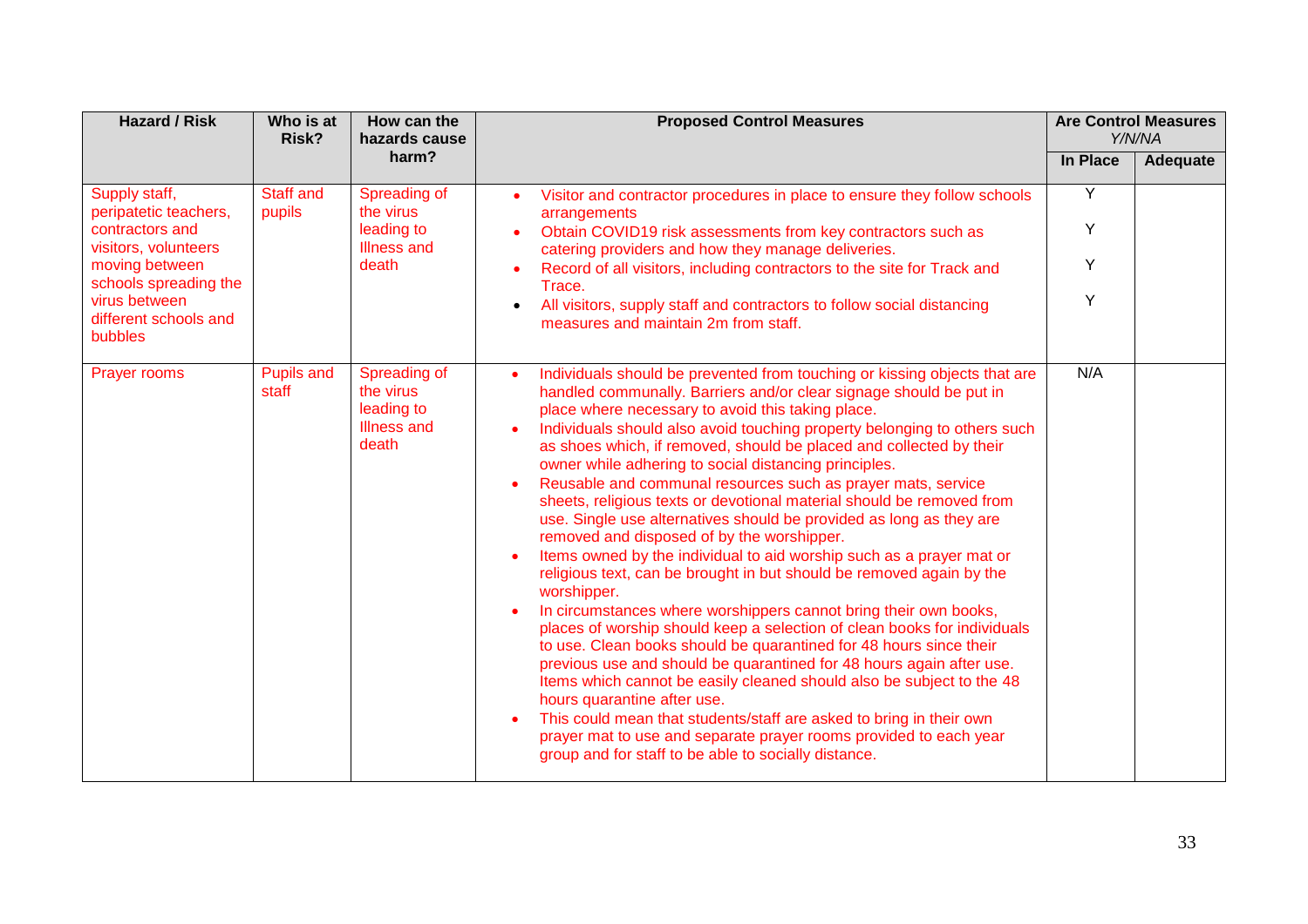| Hazard / Risk | Who is at Risk? | How can the hazards cause harm? | Proposed Control Measures | Are Control Measures Y/N/NA | |
|---|---|---|---|---|---|
| | | | | In Place | Adequate |
| Supply staff, peripatetic teachers, contractors and visitors, volunteers moving between schools spreading the virus between different schools and bubbles | Staff and pupils | Spreading of the virus leading to Illness and death | • Visitor and contractor procedures in place to ensure they follow schools arrangements<br>• Obtain COVID19 risk assessments from key contractors such as catering providers and how they manage deliveries.<br>• Record of all visitors, including contractors to the site for Track and Trace.<br>• All visitors, supply staff and contractors to follow social distancing measures and maintain 2m from staff. | Y<br>Y<br>Y<br>Y | |
| Prayer rooms | Pupils and staff | Spreading of the virus leading to Illness and death | • Individuals should be prevented from touching or kissing objects that are handled communally. Barriers and/or clear signage should be put in place where necessary to avoid this taking place.<br>• Individuals should also avoid touching property belonging to others such as shoes which, if removed, should be placed and collected by their owner while adhering to social distancing principles.<br>• Reusable and communal resources such as prayer mats, service sheets, religious texts or devotional material should be removed from use. Single use alternatives should be provided as long as they are removed and disposed of by the worshipper.<br>• Items owned by the individual to aid worship such as a prayer mat or religious text, can be brought in but should be removed again by the worshipper.<br>• In circumstances where worshippers cannot bring their own books, places of worship should keep a selection of clean books for individuals to use. Clean books should be quarantined for 48 hours since their previous use and should be quarantined for 48 hours again after use. Items which cannot be easily cleaned should also be subject to the 48 hours quarantine after use.<br>• This could mean that students/staff are asked to bring in their own prayer mat to use and separate prayer rooms provided to each year group and for staff to be able to socially distance. | N/A | |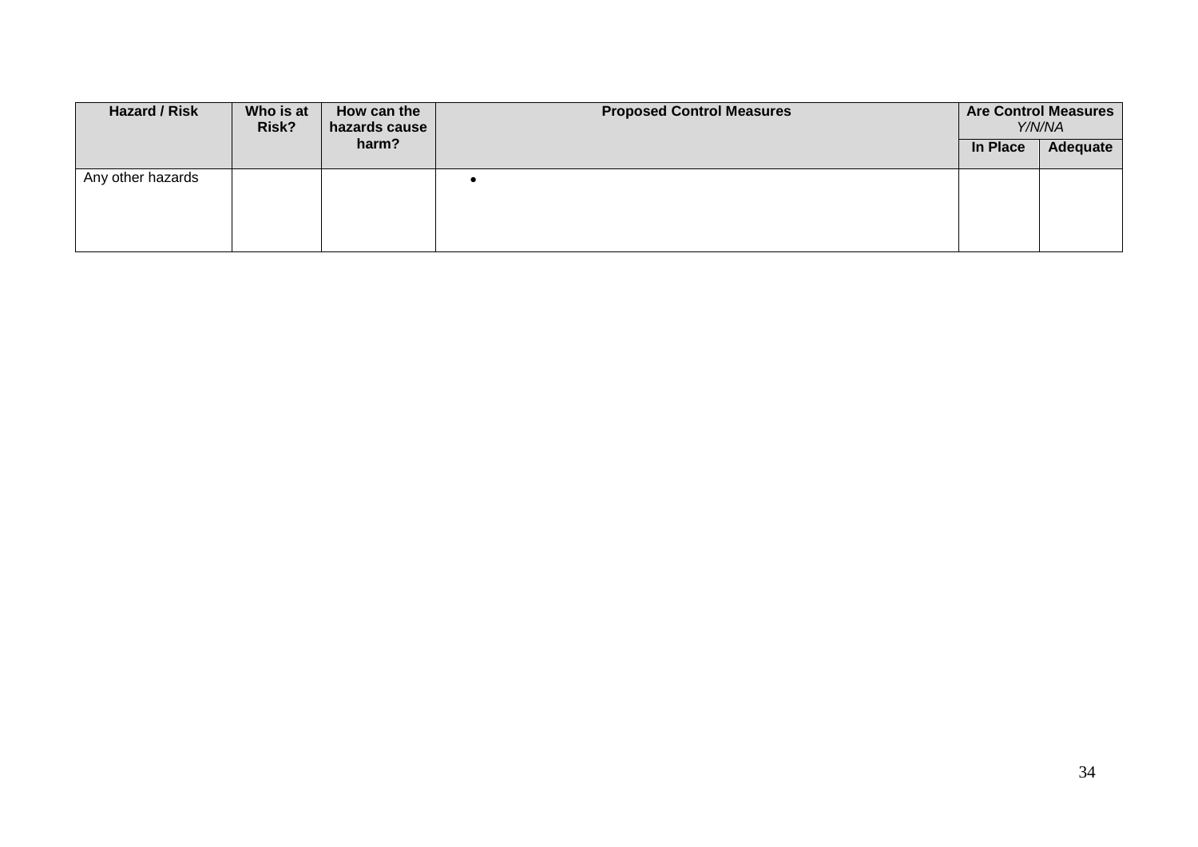| Hazard / Risk | Who is at Risk? | How can the hazards cause harm? | Proposed Control Measures | Are Control Measures *Y/N/NA* | |
|---|---|---|---|---|---|
| | | | | **In Place** | **Adequate** |
| Any other hazards | | | • | | |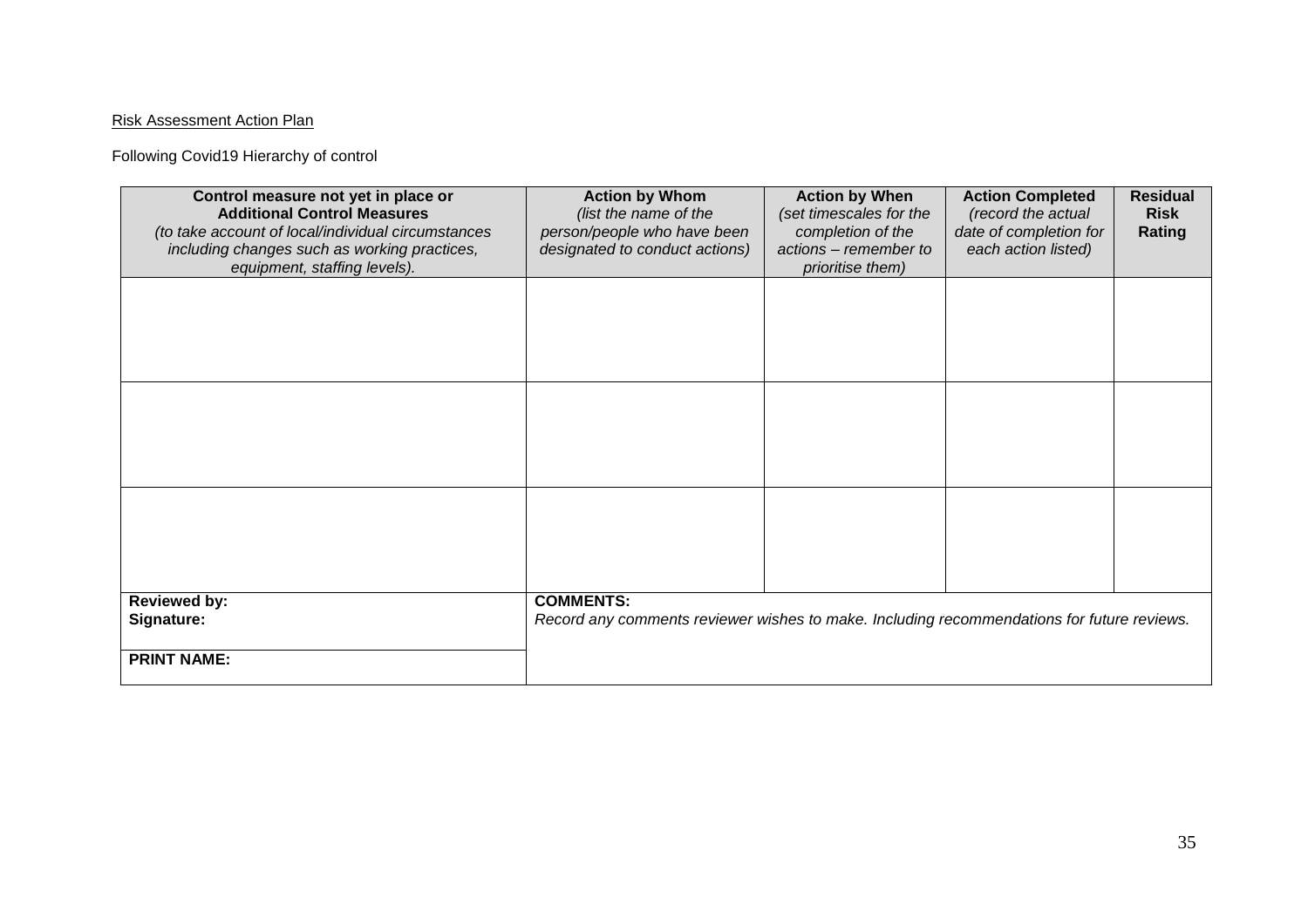Risk Assessment Action Plan

Following Covid19 Hierarchy of control

| **Control measure not yet in place or Additional Control Measures** *(to take account of local/individual circumstances including changes such as working practices, equipment, staffing levels).* | **Action by Whom** *(list the name of the person/people who have been designated to conduct actions)* | **Action by When** *(set timescales for the completion of the actions – remember to prioritise them)* | **Action Completed** *(record the actual date of completion for each action listed)* | **Residual Risk Rating** |
|---|---|---|---|---|
| | | | | |
| | | | | |
| | | | | |
| **Reviewed by:** **Signature:** | **COMMENTS:** *Record any comments reviewer wishes to make. Including recommendations for future reviews.* | | | |
| **PRINT NAME:** | | | | |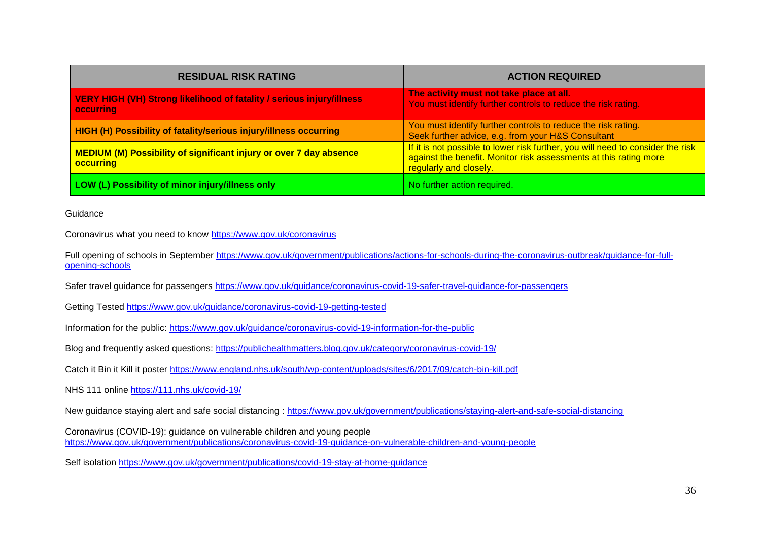| RESIDUAL RISK RATING | ACTION REQUIRED |
| --- | --- |
| **VERY HIGH (VH) Strong likelihood of fatality / serious injury/illness occurring** | **The activity must not take place at all.** You must identify further controls to reduce the risk rating. |
| **HIGH (H) Possibility of fatality/serious injury/illness occurring** | You must identify further controls to reduce the risk rating. Seek further advice, e.g. from your H&S Consultant |
| **MEDIUM (M) Possibility of significant injury or over 7 day absence occurring** | If it is not possible to lower risk further, you will need to consider the risk against the benefit. Monitor risk assessments at this rating more regularly and closely. |
| **LOW (L) Possibility of minor injury/illness only** | No further action required. |

Guidance

Coronavirus what you need to know https://www.gov.uk/coronavirus

Full opening of schools in September https://www.gov.uk/government/publications/actions-for-schools-during-the-coronavirus-outbreak/guidance-for-full-opening-schools

Safer travel guidance for passengers https://www.gov.uk/guidance/coronavirus-covid-19-safer-travel-guidance-for-passengers

Getting Tested https://www.gov.uk/guidance/coronavirus-covid-19-getting-tested

Information for the public: https://www.gov.uk/guidance/coronavirus-covid-19-information-for-the-public

Blog and frequently asked questions: https://publichealthmatters.blog.gov.uk/category/coronavirus-covid-19/

Catch it Bin it Kill it poster https://www.england.nhs.uk/south/wp-content/uploads/sites/6/2017/09/catch-bin-kill.pdf

NHS 111 online https://111.nhs.uk/covid-19/

New guidance staying alert and safe social distancing : https://www.gov.uk/government/publications/staying-alert-and-safe-social-distancing

Coronavirus (COVID-19): guidance on vulnerable children and young people
https://www.gov.uk/government/publications/coronavirus-covid-19-guidance-on-vulnerable-children-and-young-people

Self isolation https://www.gov.uk/government/publications/covid-19-stay-at-home-guidance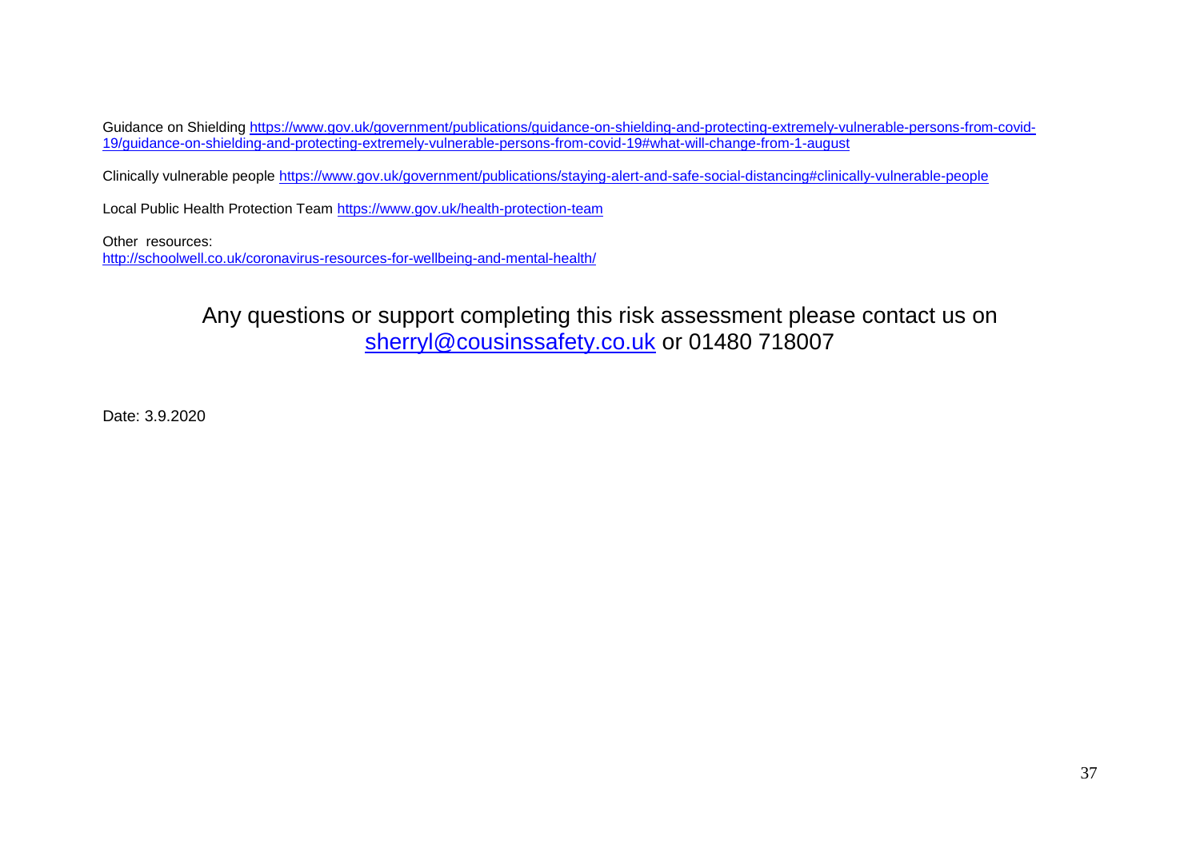Guidance on Shielding https://www.gov.uk/government/publications/guidance-on-shielding-and-protecting-extremely-vulnerable-persons-from-covid-19/guidance-on-shielding-and-protecting-extremely-vulnerable-persons-from-covid-19#what-will-change-from-1-august

Clinically vulnerable people https://www.gov.uk/government/publications/staying-alert-and-safe-social-distancing#clinically-vulnerable-people

Local Public Health Protection Team https://www.gov.uk/health-protection-team

Other resources:
http://schoolwell.co.uk/coronavirus-resources-for-wellbeing-and-mental-health/

Any questions or support completing this risk assessment please contact us on sherryl@cousinssafety.co.uk or 01480 718007

Date: 3.9.2020